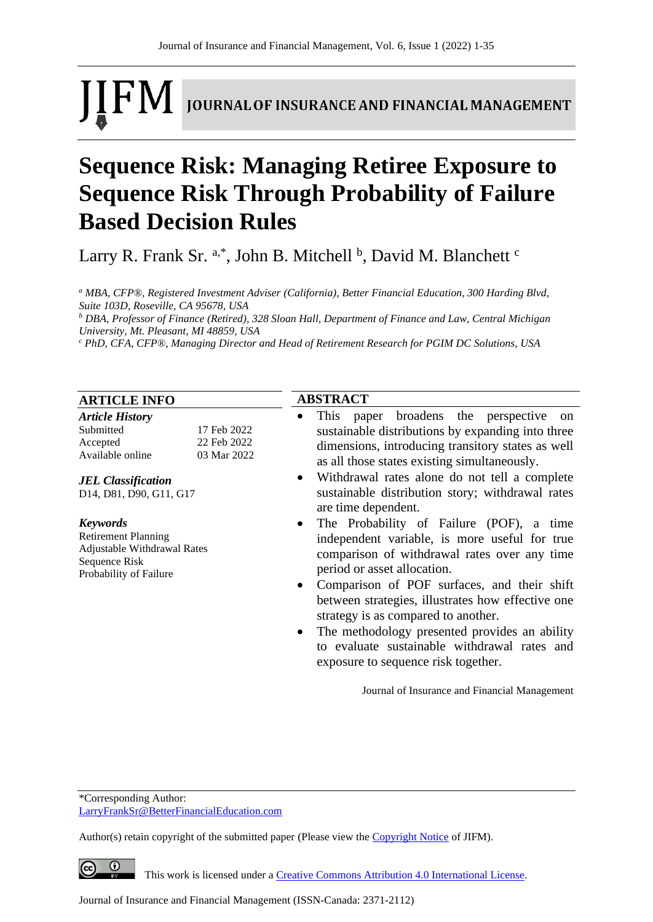JIFM JOURNAL OF INSURANCE AND FINANCIAL MANAGEMENT

# Sequence Risk: Managing Retiree Exposure to Sequence Risk Through Probability of Failure Based Decision Rules

Larry R. Frank Sr. [a,*], John B. Mitchell [b], David M. Blanchett [c]

[a] *MBA, CFP®, Registered Investment Adviser (California), Better Financial Education, 300 Harding Blvd, Suite 103D, Roseville, CA 95678, USA*

[b] *DBA, Professor of Finance (Retired), 328 Sloan Hall, Department of Finance and Law, Central Michigan University, Mt. Pleasant, MI 48859, USA*

[c] *PhD, CFA, CFP®, Managing Director and Head of Retirement Research for PGIM DC Solutions, USA*

## ARTICLE INFO

***Article History***

| | |
|---|---|
| Submitted | 17 Feb 2022 |
| Accepted | 22 Feb 2022 |
| Available online | 03 Mar 2022 |

***JEL Classification***

D14, D81, D90, G11, G17

***Keywords***

Retirement Planning
Adjustable Withdrawal Rates
Sequence Risk
Probability of Failure

## ABSTRACT

- This paper broadens the perspective on sustainable distributions by expanding into three dimensions, introducing transitory states as well as all those states existing simultaneously.
- Withdrawal rates alone do not tell a complete sustainable distribution story; withdrawal rates are time dependent.
- The Probability of Failure (POF), a time independent variable, is more useful for true comparison of withdrawal rates over any time period or asset allocation.
- Comparison of POF surfaces, and their shift between strategies, illustrates how effective one strategy is as compared to another.
- The methodology presented provides an ability to evaluate sustainable withdrawal rates and exposure to sequence risk together.

Journal of Insurance and Financial Management

*Corresponding Author:
LarryFrankSr@BetterFinancialEducation.com

Author(s) retain copyright of the submitted paper (Please view the Copyright Notice of JIFM).

This work is licensed under a Creative Commons Attribution 4.0 International License.

Journal of Insurance and Financial Management (ISSN-Canada: 2371-2112)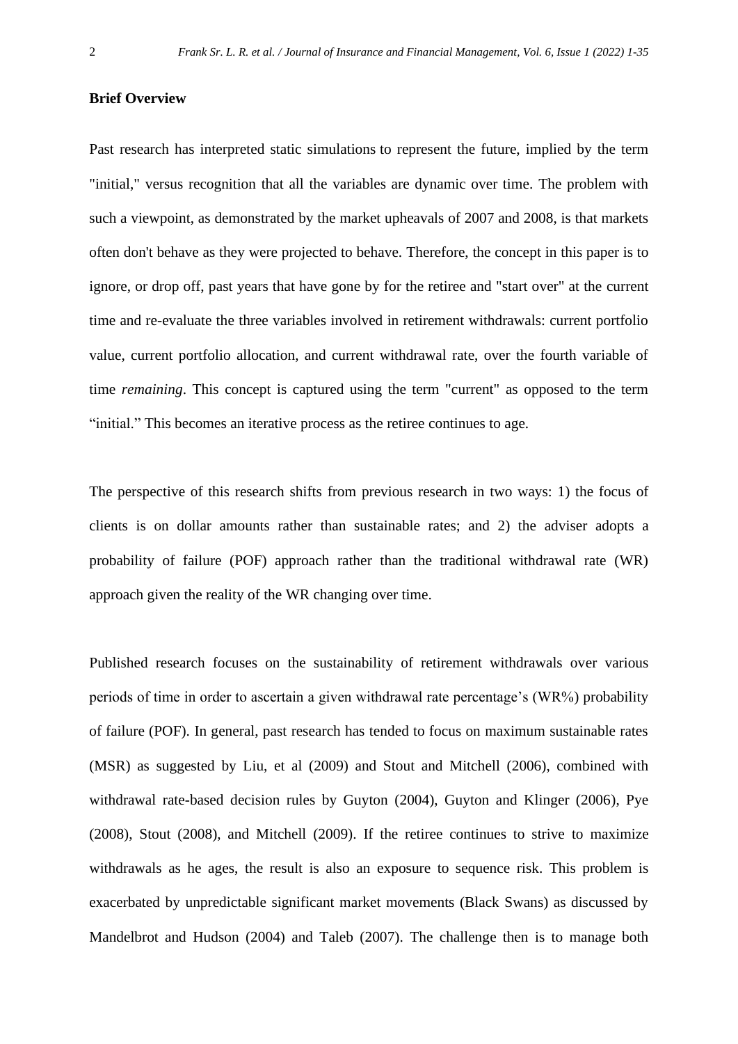**Brief Overview**

Past research has interpreted static simulations to represent the future, implied by the term "initial," versus recognition that all the variables are dynamic over time. The problem with such a viewpoint, as demonstrated by the market upheavals of 2007 and 2008, is that markets often don't behave as they were projected to behave. Therefore, the concept in this paper is to ignore, or drop off, past years that have gone by for the retiree and "start over" at the current time and re-evaluate the three variables involved in retirement withdrawals: current portfolio value, current portfolio allocation, and current withdrawal rate, over the fourth variable of time *remaining*. This concept is captured using the term "current" as opposed to the term "initial." This becomes an iterative process as the retiree continues to age.

The perspective of this research shifts from previous research in two ways: 1) the focus of clients is on dollar amounts rather than sustainable rates; and 2) the adviser adopts a probability of failure (POF) approach rather than the traditional withdrawal rate (WR) approach given the reality of the WR changing over time.

Published research focuses on the sustainability of retirement withdrawals over various periods of time in order to ascertain a given withdrawal rate percentage's (WR%) probability of failure (POF). In general, past research has tended to focus on maximum sustainable rates (MSR) as suggested by Liu, et al (2009) and Stout and Mitchell (2006), combined with withdrawal rate-based decision rules by Guyton (2004), Guyton and Klinger (2006), Pye (2008), Stout (2008), and Mitchell (2009). If the retiree continues to strive to maximize withdrawals as he ages, the result is also an exposure to sequence risk. This problem is exacerbated by unpredictable significant market movements (Black Swans) as discussed by Mandelbrot and Hudson (2004) and Taleb (2007). The challenge then is to manage both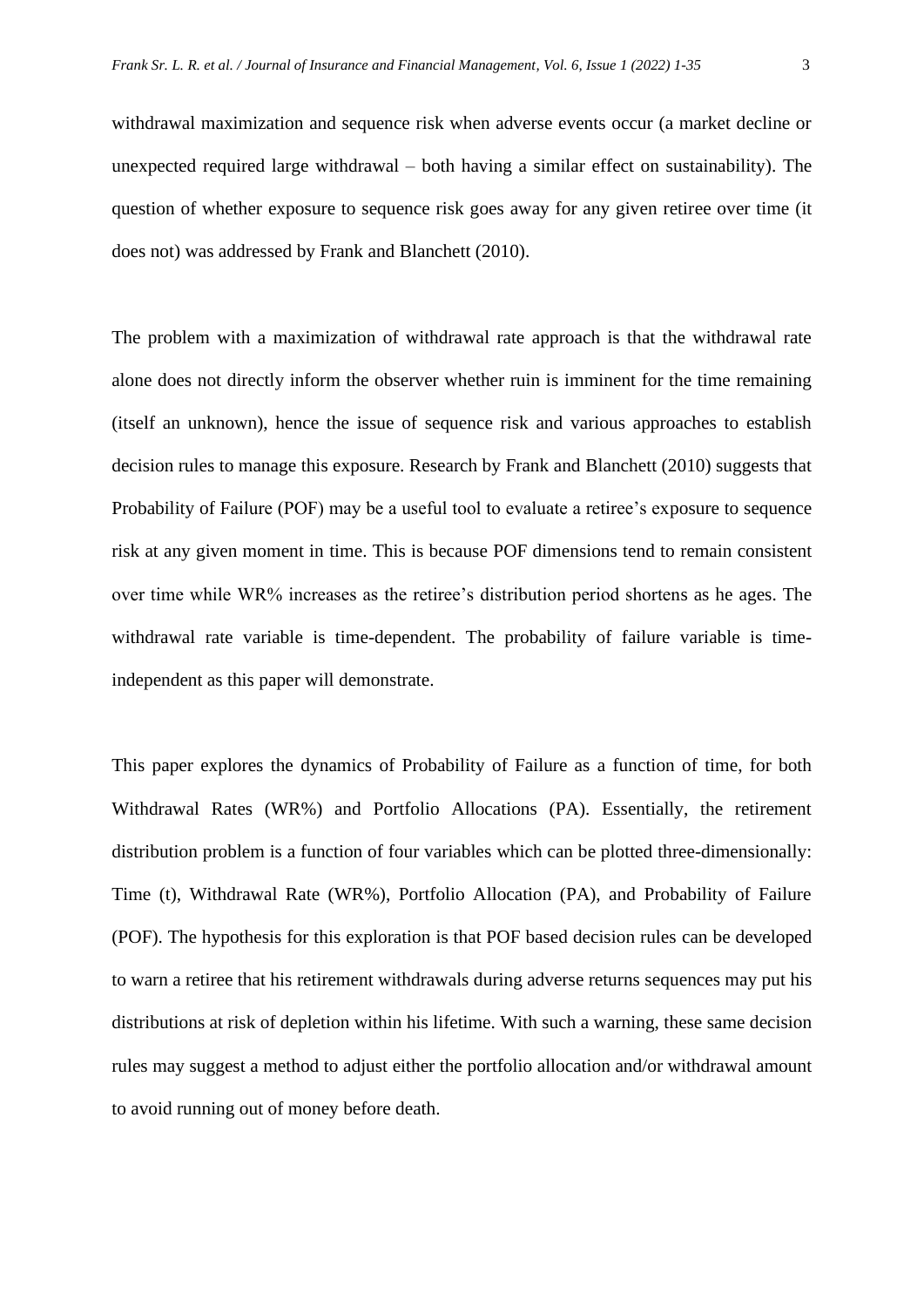withdrawal maximization and sequence risk when adverse events occur (a market decline or unexpected required large withdrawal – both having a similar effect on sustainability). The question of whether exposure to sequence risk goes away for any given retiree over time (it does not) was addressed by Frank and Blanchett (2010).

The problem with a maximization of withdrawal rate approach is that the withdrawal rate alone does not directly inform the observer whether ruin is imminent for the time remaining (itself an unknown), hence the issue of sequence risk and various approaches to establish decision rules to manage this exposure. Research by Frank and Blanchett (2010) suggests that Probability of Failure (POF) may be a useful tool to evaluate a retiree's exposure to sequence risk at any given moment in time. This is because POF dimensions tend to remain consistent over time while WR% increases as the retiree's distribution period shortens as he ages. The withdrawal rate variable is time-dependent. The probability of failure variable is time-independent as this paper will demonstrate.

This paper explores the dynamics of Probability of Failure as a function of time, for both Withdrawal Rates (WR%) and Portfolio Allocations (PA). Essentially, the retirement distribution problem is a function of four variables which can be plotted three-dimensionally: Time (t), Withdrawal Rate (WR%), Portfolio Allocation (PA), and Probability of Failure (POF). The hypothesis for this exploration is that POF based decision rules can be developed to warn a retiree that his retirement withdrawals during adverse returns sequences may put his distributions at risk of depletion within his lifetime. With such a warning, these same decision rules may suggest a method to adjust either the portfolio allocation and/or withdrawal amount to avoid running out of money before death.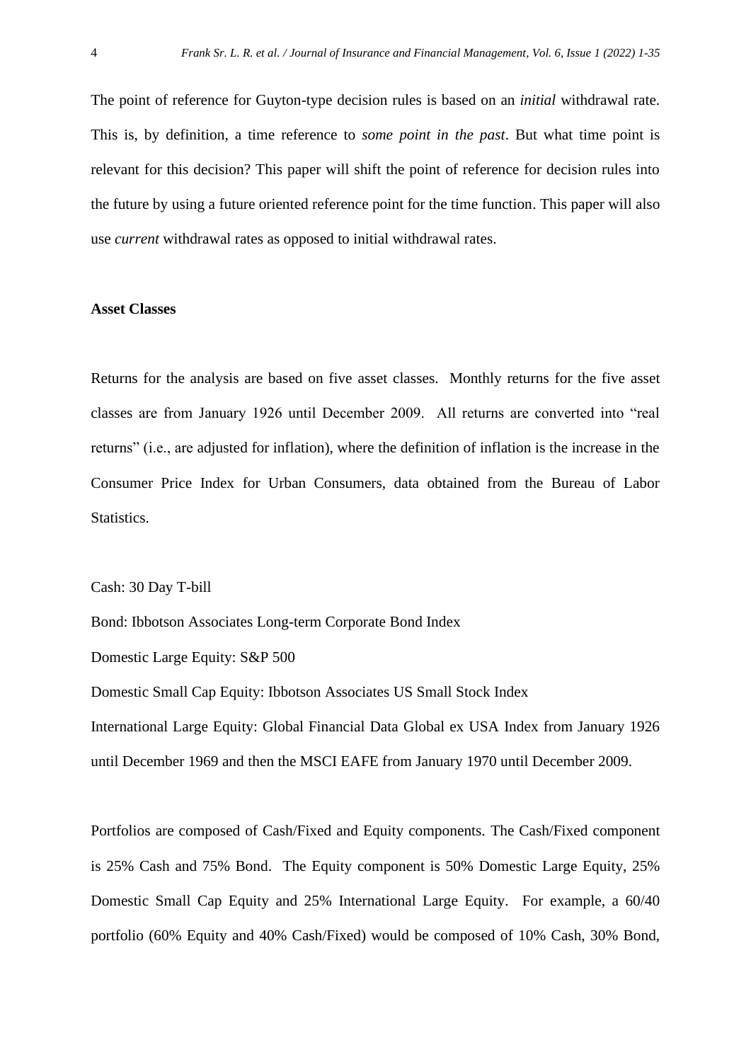The point of reference for Guyton-type decision rules is based on an *initial* withdrawal rate. This is, by definition, a time reference to *some point in the past*. But what time point is relevant for this decision? This paper will shift the point of reference for decision rules into the future by using a future oriented reference point for the time function. This paper will also use *current* withdrawal rates as opposed to initial withdrawal rates.

**Asset Classes**

Returns for the analysis are based on five asset classes. Monthly returns for the five asset classes are from January 1926 until December 2009. All returns are converted into "real returns" (i.e., are adjusted for inflation), where the definition of inflation is the increase in the Consumer Price Index for Urban Consumers, data obtained from the Bureau of Labor Statistics.

Cash: 30 Day T-bill

Bond: Ibbotson Associates Long-term Corporate Bond Index

Domestic Large Equity: S&P 500

Domestic Small Cap Equity: Ibbotson Associates US Small Stock Index

International Large Equity: Global Financial Data Global ex USA Index from January 1926 until December 1969 and then the MSCI EAFE from January 1970 until December 2009.

Portfolios are composed of Cash/Fixed and Equity components. The Cash/Fixed component is 25% Cash and 75% Bond. The Equity component is 50% Domestic Large Equity, 25% Domestic Small Cap Equity and 25% International Large Equity. For example, a 60/40 portfolio (60% Equity and 40% Cash/Fixed) would be composed of 10% Cash, 30% Bond,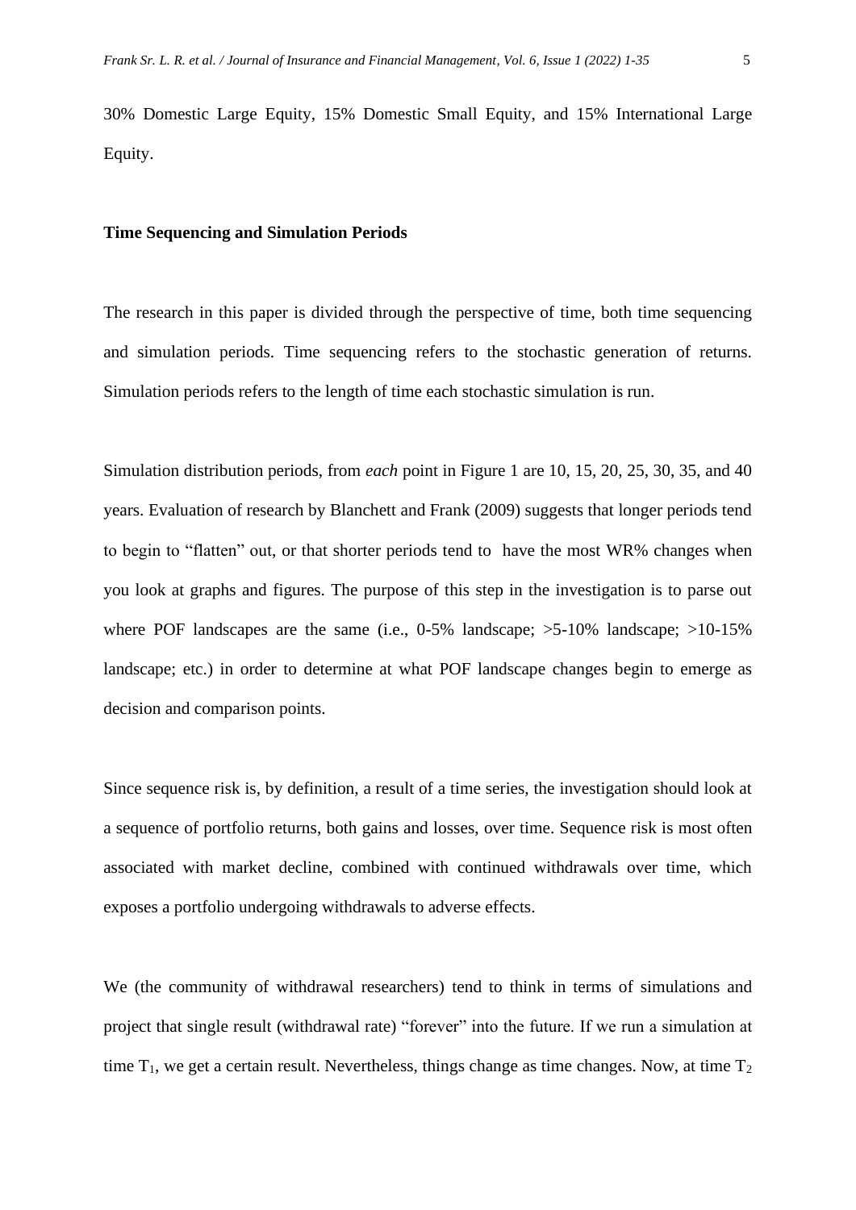30% Domestic Large Equity, 15% Domestic Small Equity, and 15% International Large Equity.

**Time Sequencing and Simulation Periods**

The research in this paper is divided through the perspective of time, both time sequencing and simulation periods. Time sequencing refers to the stochastic generation of returns. Simulation periods refers to the length of time each stochastic simulation is run.

Simulation distribution periods, from *each* point in Figure 1 are 10, 15, 20, 25, 30, 35, and 40 years. Evaluation of research by Blanchett and Frank (2009) suggests that longer periods tend to begin to "flatten" out, or that shorter periods tend to have the most WR% changes when you look at graphs and figures. The purpose of this step in the investigation is to parse out where POF landscapes are the same (i.e., 0-5% landscape; >5-10% landscape; >10-15% landscape; etc.) in order to determine at what POF landscape changes begin to emerge as decision and comparison points.

Since sequence risk is, by definition, a result of a time series, the investigation should look at a sequence of portfolio returns, both gains and losses, over time. Sequence risk is most often associated with market decline, combined with continued withdrawals over time, which exposes a portfolio undergoing withdrawals to adverse effects.

We (the community of withdrawal researchers) tend to think in terms of simulations and project that single result (withdrawal rate) "forever" into the future. If we run a simulation at time $T_1$, we get a certain result. Nevertheless, things change as time changes. Now, at time $T_2$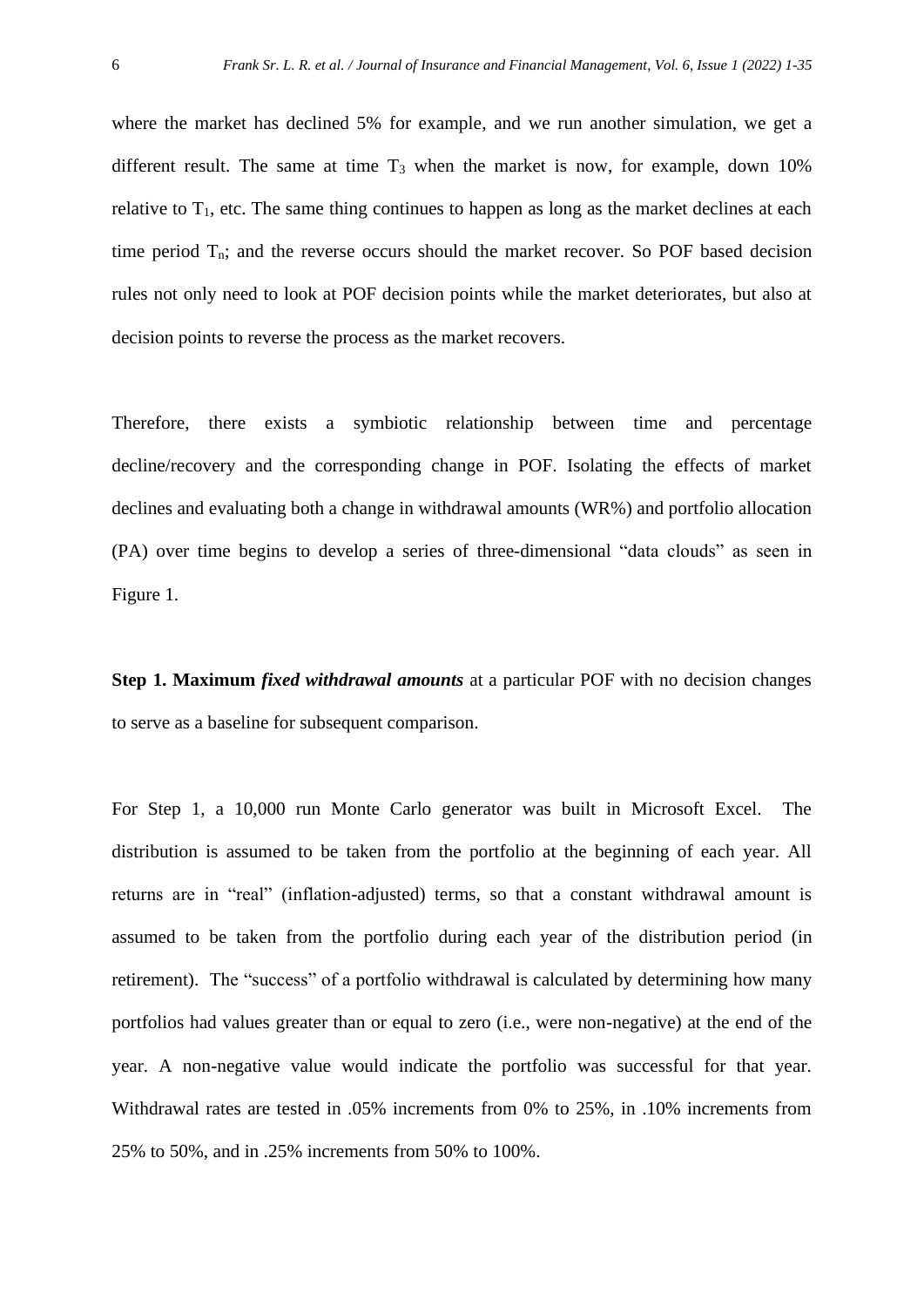where the market has declined 5% for example, and we run another simulation, we get a different result. The same at time $T_3$ when the market is now, for example, down 10% relative to $T_1$, etc. The same thing continues to happen as long as the market declines at each time period $T_n$; and the reverse occurs should the market recover. So POF based decision rules not only need to look at POF decision points while the market deteriorates, but also at decision points to reverse the process as the market recovers.

Therefore, there exists a symbiotic relationship between time and percentage decline/recovery and the corresponding change in POF. Isolating the effects of market declines and evaluating both a change in withdrawal amounts (WR%) and portfolio allocation (PA) over time begins to develop a series of three-dimensional "data clouds" as seen in Figure 1.

**Step 1. Maximum *fixed withdrawal amounts*** at a particular POF with no decision changes to serve as a baseline for subsequent comparison.

For Step 1, a 10,000 run Monte Carlo generator was built in Microsoft Excel. The distribution is assumed to be taken from the portfolio at the beginning of each year. All returns are in "real" (inflation-adjusted) terms, so that a constant withdrawal amount is assumed to be taken from the portfolio during each year of the distribution period (in retirement). The "success" of a portfolio withdrawal is calculated by determining how many portfolios had values greater than or equal to zero (i.e., were non-negative) at the end of the year. A non-negative value would indicate the portfolio was successful for that year. Withdrawal rates are tested in .05% increments from 0% to 25%, in .10% increments from 25% to 50%, and in .25% increments from 50% to 100%.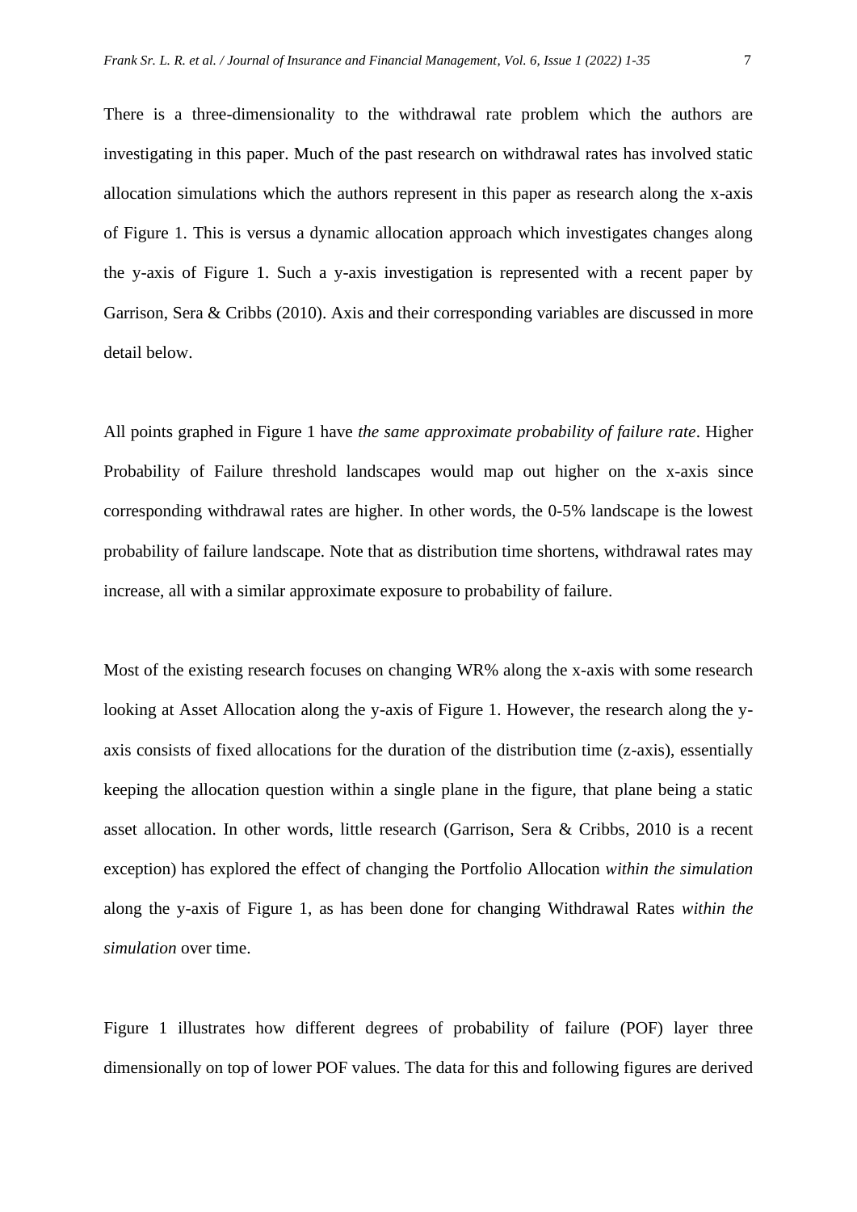There is a three-dimensionality to the withdrawal rate problem which the authors are investigating in this paper. Much of the past research on withdrawal rates has involved static allocation simulations which the authors represent in this paper as research along the x-axis of Figure 1. This is versus a dynamic allocation approach which investigates changes along the y-axis of Figure 1. Such a y-axis investigation is represented with a recent paper by Garrison, Sera & Cribbs (2010). Axis and their corresponding variables are discussed in more detail below.

All points graphed in Figure 1 have *the same approximate probability of failure rate*. Higher Probability of Failure threshold landscapes would map out higher on the x-axis since corresponding withdrawal rates are higher. In other words, the 0-5% landscape is the lowest probability of failure landscape. Note that as distribution time shortens, withdrawal rates may increase, all with a similar approximate exposure to probability of failure.

Most of the existing research focuses on changing WR% along the x-axis with some research looking at Asset Allocation along the y-axis of Figure 1. However, the research along the y-axis consists of fixed allocations for the duration of the distribution time (z-axis), essentially keeping the allocation question within a single plane in the figure, that plane being a static asset allocation. In other words, little research (Garrison, Sera & Cribbs, 2010 is a recent exception) has explored the effect of changing the Portfolio Allocation *within the simulation* along the y-axis of Figure 1, as has been done for changing Withdrawal Rates *within the simulation* over time.

Figure 1 illustrates how different degrees of probability of failure (POF) layer three dimensionally on top of lower POF values. The data for this and following figures are derived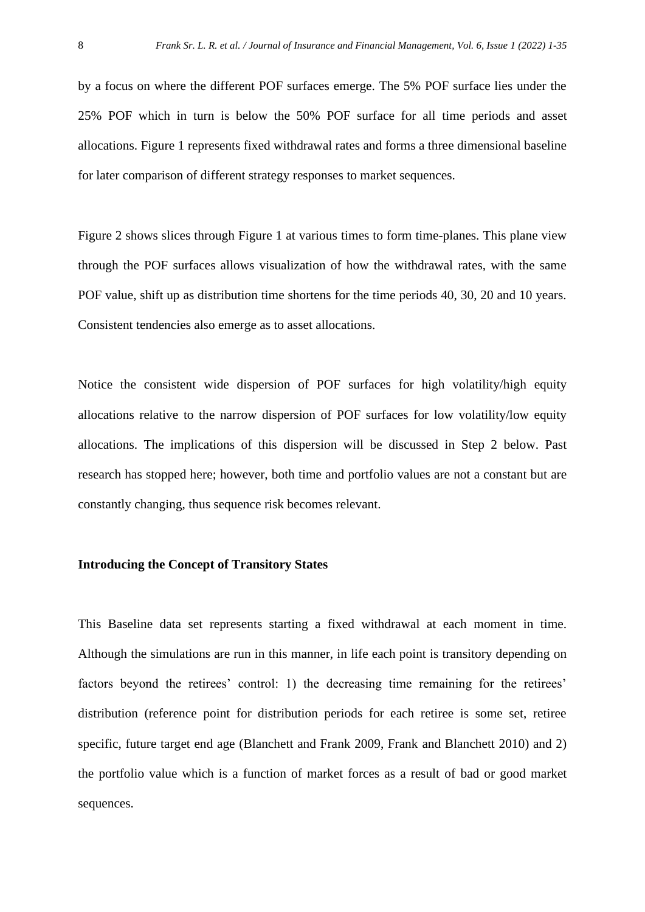by a focus on where the different POF surfaces emerge. The 5% POF surface lies under the 25% POF which in turn is below the 50% POF surface for all time periods and asset allocations. Figure 1 represents fixed withdrawal rates and forms a three dimensional baseline for later comparison of different strategy responses to market sequences.

Figure 2 shows slices through Figure 1 at various times to form time-planes. This plane view through the POF surfaces allows visualization of how the withdrawal rates, with the same POF value, shift up as distribution time shortens for the time periods 40, 30, 20 and 10 years. Consistent tendencies also emerge as to asset allocations.

Notice the consistent wide dispersion of POF surfaces for high volatility/high equity allocations relative to the narrow dispersion of POF surfaces for low volatility/low equity allocations. The implications of this dispersion will be discussed in Step 2 below. Past research has stopped here; however, both time and portfolio values are not a constant but are constantly changing, thus sequence risk becomes relevant.

**Introducing the Concept of Transitory States**

This Baseline data set represents starting a fixed withdrawal at each moment in time. Although the simulations are run in this manner, in life each point is transitory depending on factors beyond the retirees' control: 1) the decreasing time remaining for the retirees' distribution (reference point for distribution periods for each retiree is some set, retiree specific, future target end age (Blanchett and Frank 2009, Frank and Blanchett 2010) and 2) the portfolio value which is a function of market forces as a result of bad or good market sequences.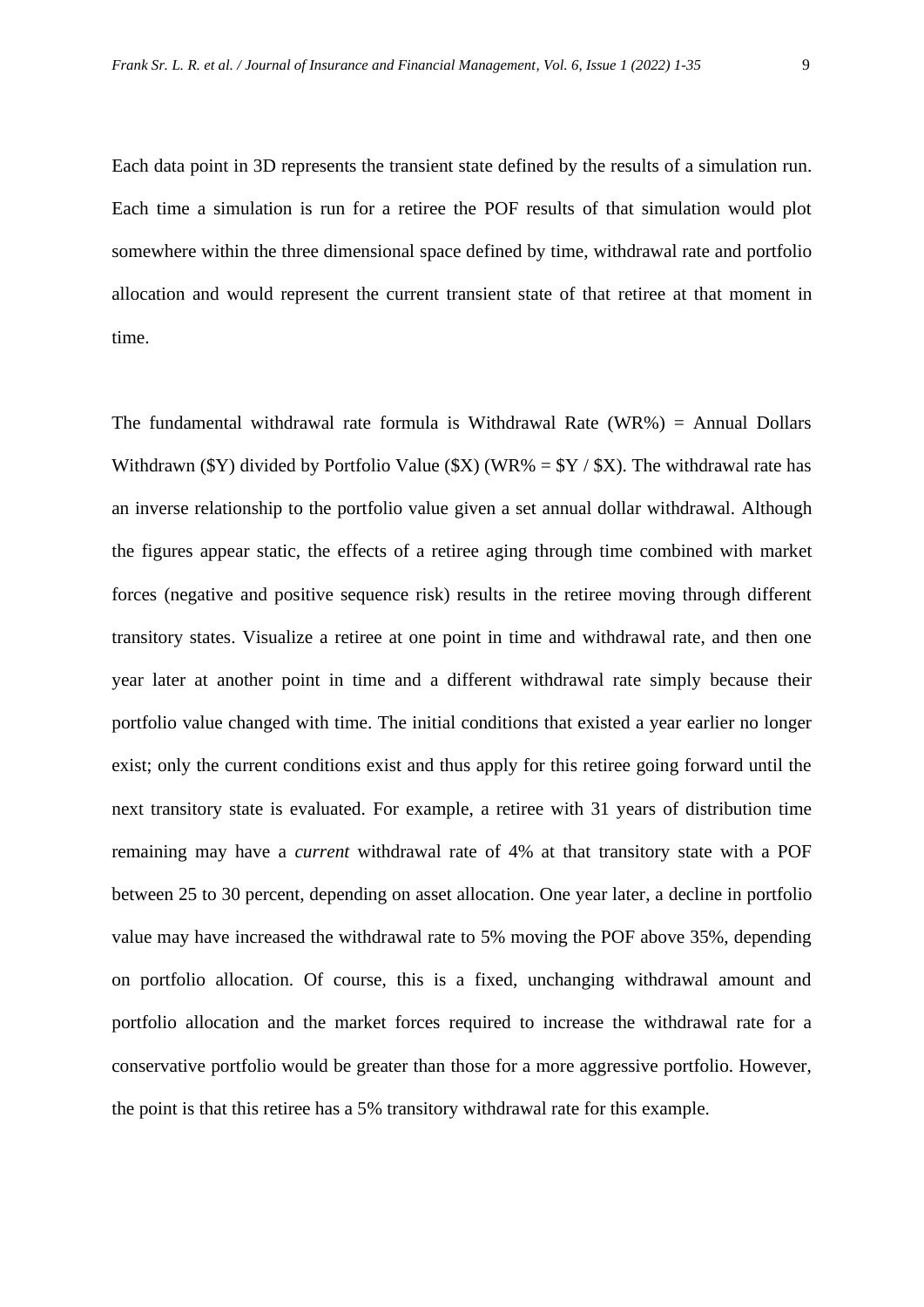Each data point in 3D represents the transient state defined by the results of a simulation run. Each time a simulation is run for a retiree the POF results of that simulation would plot somewhere within the three dimensional space defined by time, withdrawal rate and portfolio allocation and would represent the current transient state of that retiree at that moment in time.

The fundamental withdrawal rate formula is Withdrawal Rate (WR%) = Annual Dollars Withdrawn ($Y) divided by Portfolio Value ($X) (WR% = $Y / $X). The withdrawal rate has an inverse relationship to the portfolio value given a set annual dollar withdrawal. Although the figures appear static, the effects of a retiree aging through time combined with market forces (negative and positive sequence risk) results in the retiree moving through different transitory states. Visualize a retiree at one point in time and withdrawal rate, and then one year later at another point in time and a different withdrawal rate simply because their portfolio value changed with time. The initial conditions that existed a year earlier no longer exist; only the current conditions exist and thus apply for this retiree going forward until the next transitory state is evaluated. For example, a retiree with 31 years of distribution time remaining may have a *current* withdrawal rate of 4% at that transitory state with a POF between 25 to 30 percent, depending on asset allocation. One year later, a decline in portfolio value may have increased the withdrawal rate to 5% moving the POF above 35%, depending on portfolio allocation. Of course, this is a fixed, unchanging withdrawal amount and portfolio allocation and the market forces required to increase the withdrawal rate for a conservative portfolio would be greater than those for a more aggressive portfolio. However, the point is that this retiree has a 5% transitory withdrawal rate for this example.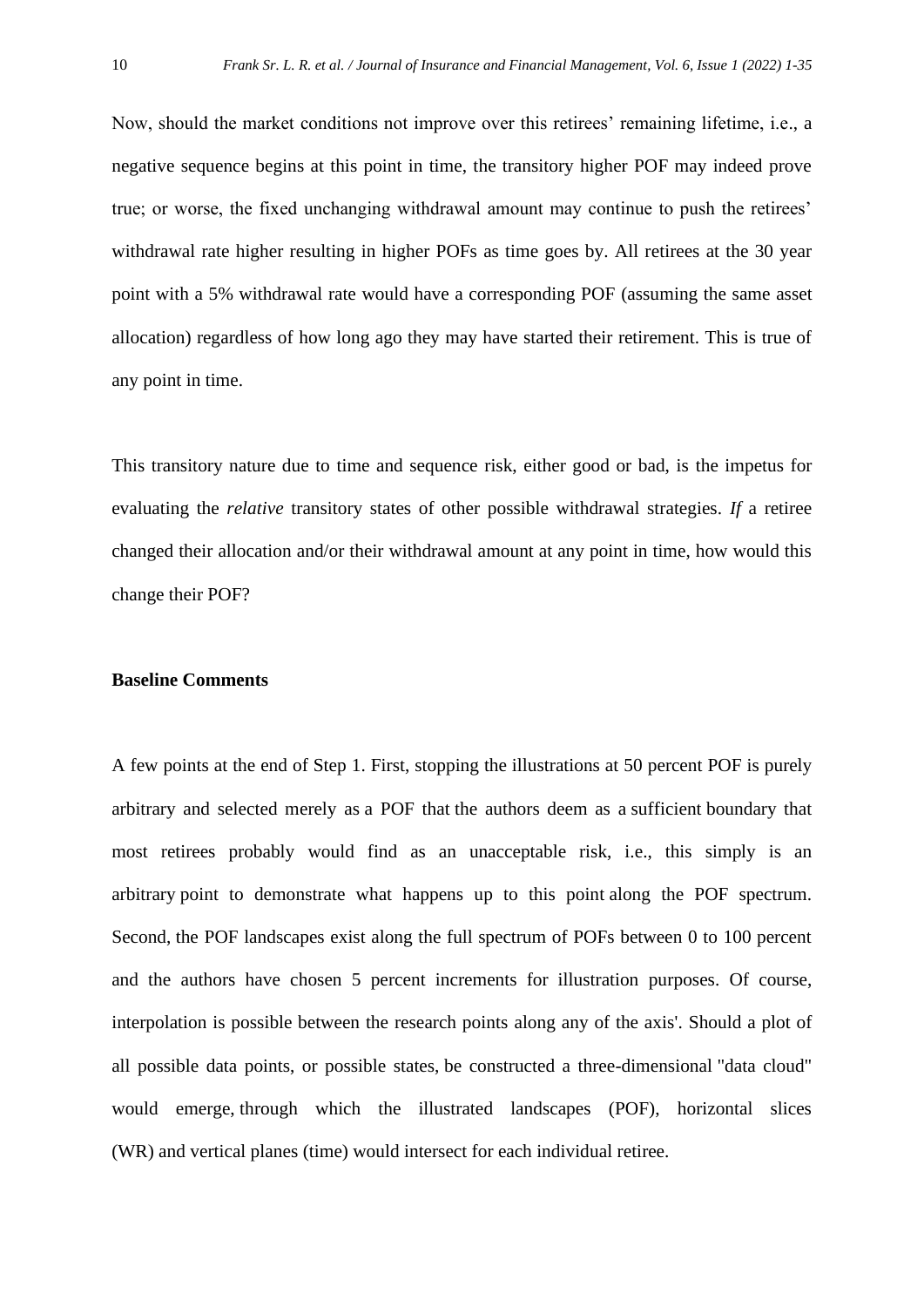Now, should the market conditions not improve over this retirees' lifetime, i.e., a negative sequence begins at this point in time, the transitory higher POF may indeed prove true; or worse, the fixed unchanging withdrawal amount may continue to push the retirees' withdrawal rate higher resulting in higher POFs as time goes by. All retirees at the 30 year point with a 5% withdrawal rate would have a corresponding POF (assuming the same asset allocation) regardless of how long ago they may have started their retirement. This is true of any point in time.

This transitory nature due to time and sequence risk, either good or bad, is the impetus for evaluating the *relative* transitory states of other possible withdrawal strategies. *If* a retiree changed their allocation and/or their withdrawal amount at any point in time, how would this change their POF?

**Baseline Comments**

A few points at the end of Step 1. First, stopping the illustrations at 50 percent POF is purely arbitrary and selected merely as a POF that the authors deem as a sufficient boundary that most retirees probably would find as an unacceptable risk, i.e., this simply is an arbitrary point to demonstrate what happens up to this point along the POF spectrum. Second, the POF landscapes exist along the full spectrum of POFs between 0 to 100 percent and the authors have chosen 5 percent increments for illustration purposes. Of course, interpolation is possible between the research points along any of the axis'. Should a plot of all possible data points, or possible states, be constructed a three-dimensional "data cloud" would emerge, through which the illustrated landscapes (POF), horizontal slices (WR) and vertical planes (time) would intersect for each individual retiree.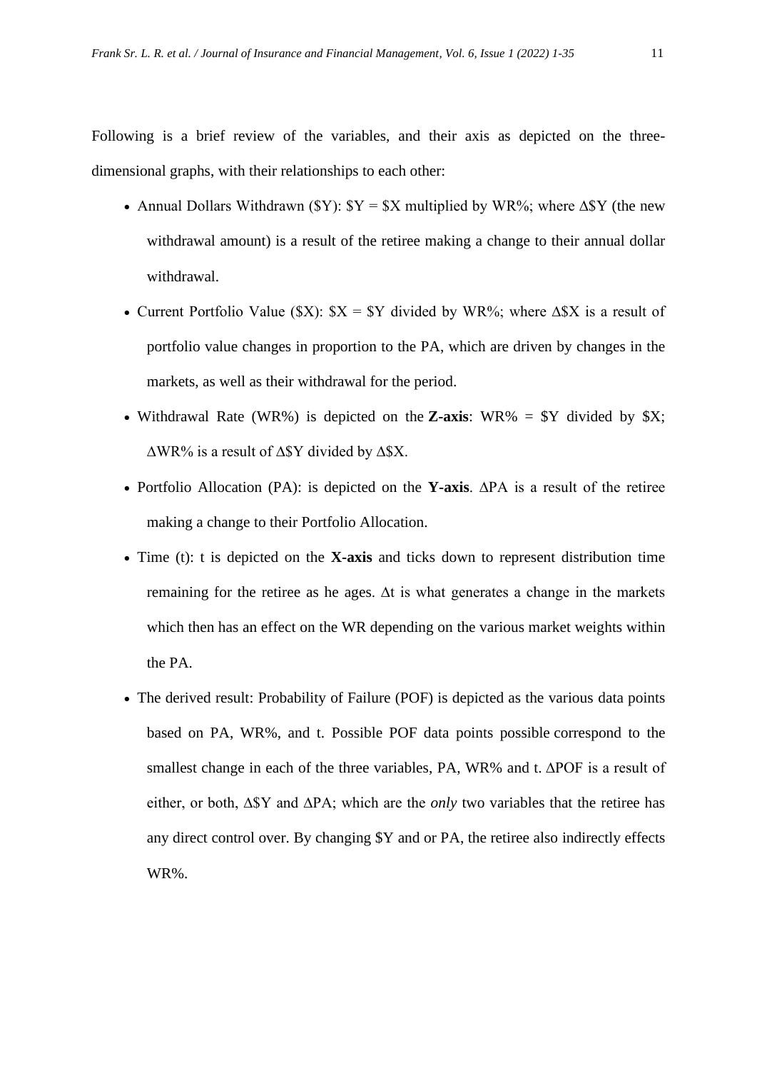Following is a brief review of the variables, and their axis as depicted on the three-dimensional graphs, with their relationships to each other:

- Annual Dollars Withdrawn ($Y): $Y = $X multiplied by WR%; where ∆$Y (the new withdrawal amount) is a result of the retiree making a change to their annual dollar withdrawal.
- Current Portfolio Value ($X): $X = $Y divided by WR%; where ∆$X is a result of portfolio value changes in proportion to the PA, which are driven by changes in the markets, as well as their withdrawal for the period.
- Withdrawal Rate (WR%) is depicted on the **Z-axis**: WR% = $Y divided by $X; ∆WR% is a result of ∆$Y divided by ∆$X.
- Portfolio Allocation (PA): is depicted on the **Y-axis**. ∆PA is a result of the retiree making a change to their Portfolio Allocation.
- Time (t): t is depicted on the **X-axis** and ticks down to represent distribution time remaining for the retiree as he ages. ∆t is what generates a change in the markets which then has an effect on the WR depending on the various market weights within the PA.
- The derived result: Probability of Failure (POF) is depicted as the various data points based on PA, WR%, and t. Possible POF data points possible correspond to the smallest change in each of the three variables, PA, WR% and t. ∆POF is a result of either, or both, ∆$Y and ∆PA; which are the *only* two variables that the retiree has any direct control over. By changing $Y and or PA, the retiree also indirectly effects WR%.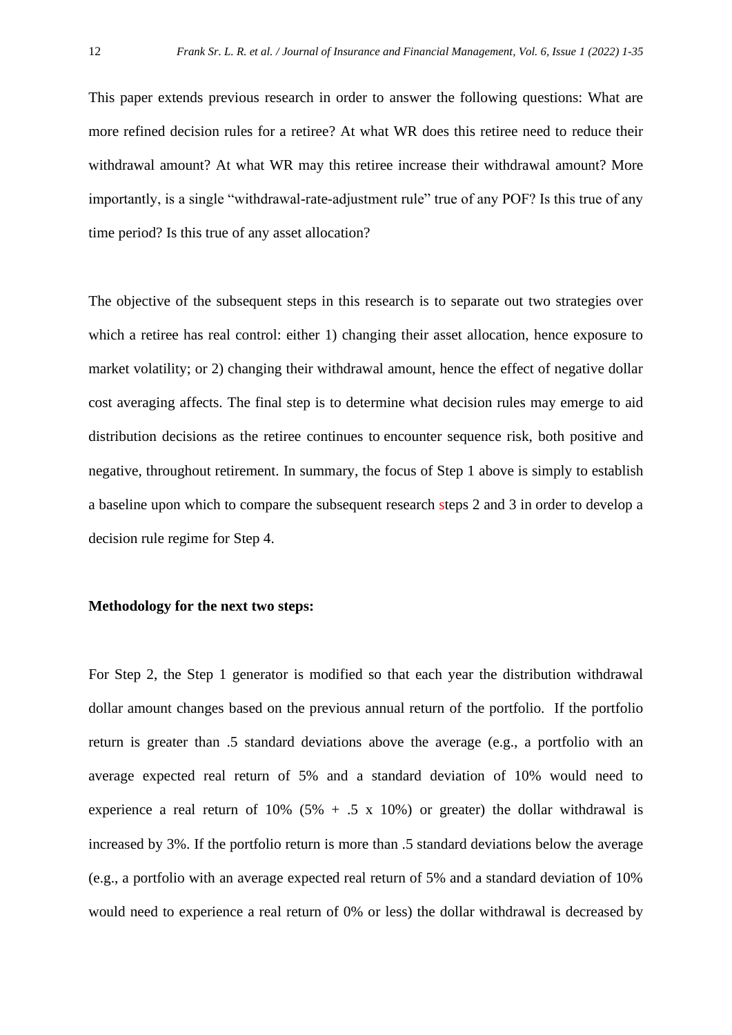This paper extends previous research in order to answer the following questions: What are more refined decision rules for a retiree? At what WR does this retiree need to reduce their withdrawal amount? At what WR may this retiree increase their withdrawal amount? More importantly, is a single "withdrawal-rate-adjustment rule" true of any POF? Is this true of any time period? Is this true of any asset allocation?

The objective of the subsequent steps in this research is to separate out two strategies over which a retiree has real control: either 1) changing their asset allocation, hence exposure to market volatility; or 2) changing their withdrawal amount, hence the effect of negative dollar cost averaging affects. The final step is to determine what decision rules may emerge to aid distribution decisions as the retiree continues to encounter sequence risk, both positive and negative, throughout retirement. In summary, the focus of Step 1 above is simply to establish a baseline upon which to compare the subsequent research steps 2 and 3 in order to develop a decision rule regime for Step 4.

**Methodology for the next two steps:**

For Step 2, the Step 1 generator is modified so that each year the distribution withdrawal dollar amount changes based on the previous annual return of the portfolio. If the portfolio return is greater than .5 standard deviations above the average (e.g., a portfolio with an average expected real return of 5% and a standard deviation of 10% would need to experience a real return of 10% (5% + .5 x 10%) or greater) the dollar withdrawal is increased by 3%. If the portfolio return is more than .5 standard deviations below the average (e.g., a portfolio with an average expected real return of 5% and a standard deviation of 10% would need to experience a real return of 0% or less) the dollar withdrawal is decreased by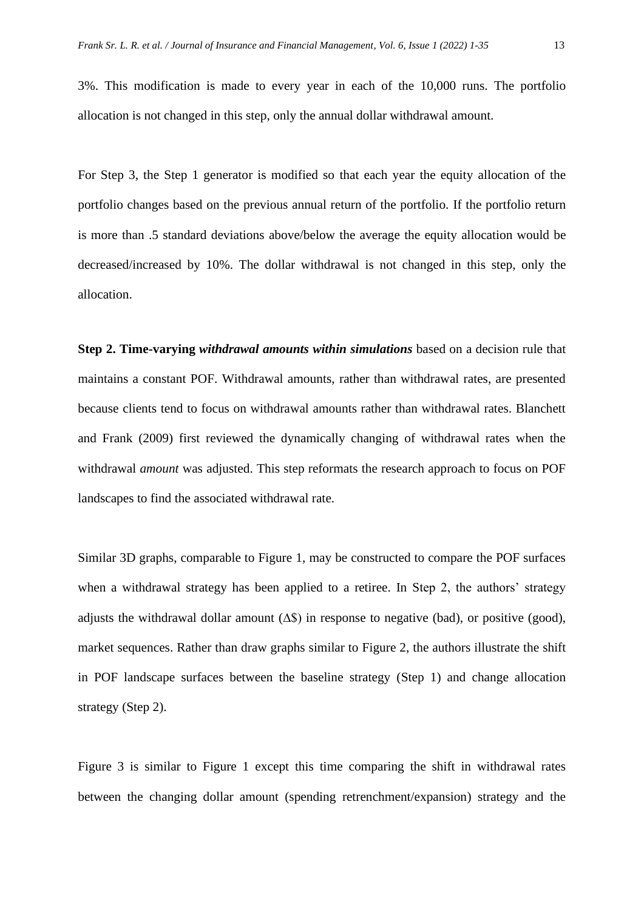3%. This modification is made to every year in each of the 10,000 runs. The portfolio allocation is not changed in this step, only the annual dollar withdrawal amount.

For Step 3, the Step 1 generator is modified so that each year the equity allocation of the portfolio changes based on the previous annual return of the portfolio. If the portfolio return is more than .5 standard deviations above/below the average the equity allocation would be decreased/increased by 10%. The dollar withdrawal is not changed in this step, only the allocation.

**Step 2. Time-varying *withdrawal amounts within simulations*** based on a decision rule that maintains a constant POF. Withdrawal amounts, rather than withdrawal rates, are presented because clients tend to focus on withdrawal amounts rather than withdrawal rates. Blanchett and Frank (2009) first reviewed the dynamically changing of withdrawal rates when the withdrawal *amount* was adjusted. This step reformats the research approach to focus on POF landscapes to find the associated withdrawal rate.

Similar 3D graphs, comparable to Figure 1, may be constructed to compare the POF surfaces when a withdrawal strategy has been applied to a retiree. In Step 2, the authors' strategy adjusts the withdrawal dollar amount ($\Delta\$$) in response to negative (bad), or positive (good), market sequences. Rather than draw graphs similar to Figure 2, the authors illustrate the shift in POF landscape surfaces between the baseline strategy (Step 1) and change allocation strategy (Step 2).

Figure 3 is similar to Figure 1 except this time comparing the shift in withdrawal rates between the changing dollar amount (spending retrenchment/expansion) strategy and the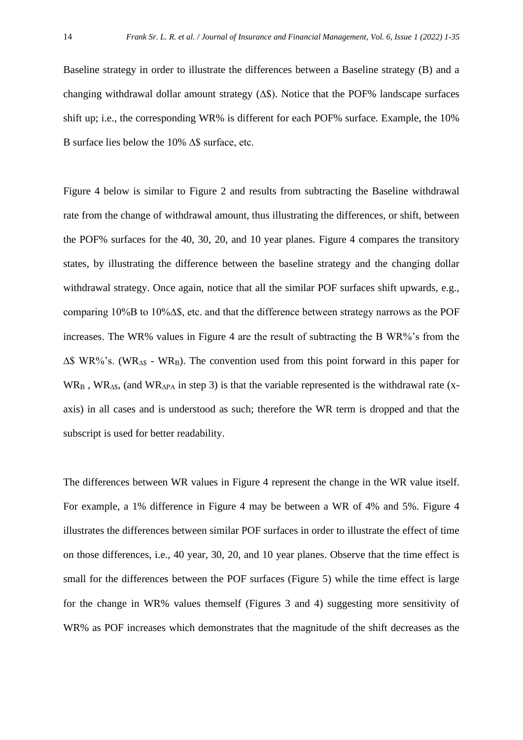Baseline strategy in order to illustrate the differences between a Baseline strategy (B) and a changing withdrawal dollar amount strategy (Δ$). Notice that the POF% landscape surfaces shift up; i.e., the corresponding WR% is different for each POF% surface. Example, the 10% B surface lies below the 10% Δ$ surface, etc.

Figure 4 below is similar to Figure 2 and results from subtracting the Baseline withdrawal rate from the change of withdrawal amount, thus illustrating the differences, or shift, between the POF% surfaces for the 40, 30, 20, and 10 year planes. Figure 4 compares the transitory states, by illustrating the difference between the baseline strategy and the changing dollar withdrawal strategy. Once again, notice that all the similar POF surfaces shift upwards, e.g., comparing 10%B to 10%Δ$, etc. and that the difference between strategy narrows as the POF increases. The WR% values in Figure 4 are the result of subtracting the B WR%'s from the Δ$ WR%'s. ($WR_{\Delta\$}$ - $WR_B$). The convention used from this point forward in this paper for $WR_B$ , $WR_{\Delta\$}$, (and $WR_{\Delta PA}$ in step 3) is that the variable represented is the withdrawal rate (x-axis) in all cases and is understood as such; therefore the WR term is dropped and that the subscript is used for better readability.

The differences between WR values in Figure 4 represent the change in the WR value itself. For example, a 1% difference in Figure 4 may be between a WR of 4% and 5%. Figure 4 illustrates the differences between similar POF surfaces in order to illustrate the effect of time on those differences, i.e., 40 year, 30, 20, and 10 year planes. Observe that the time effect is small for the differences between the POF surfaces (Figure 5) while the time effect is large for the change in WR% values themself (Figures 3 and 4) suggesting more sensitivity of WR% as POF increases which demonstrates that the magnitude of the shift decreases as the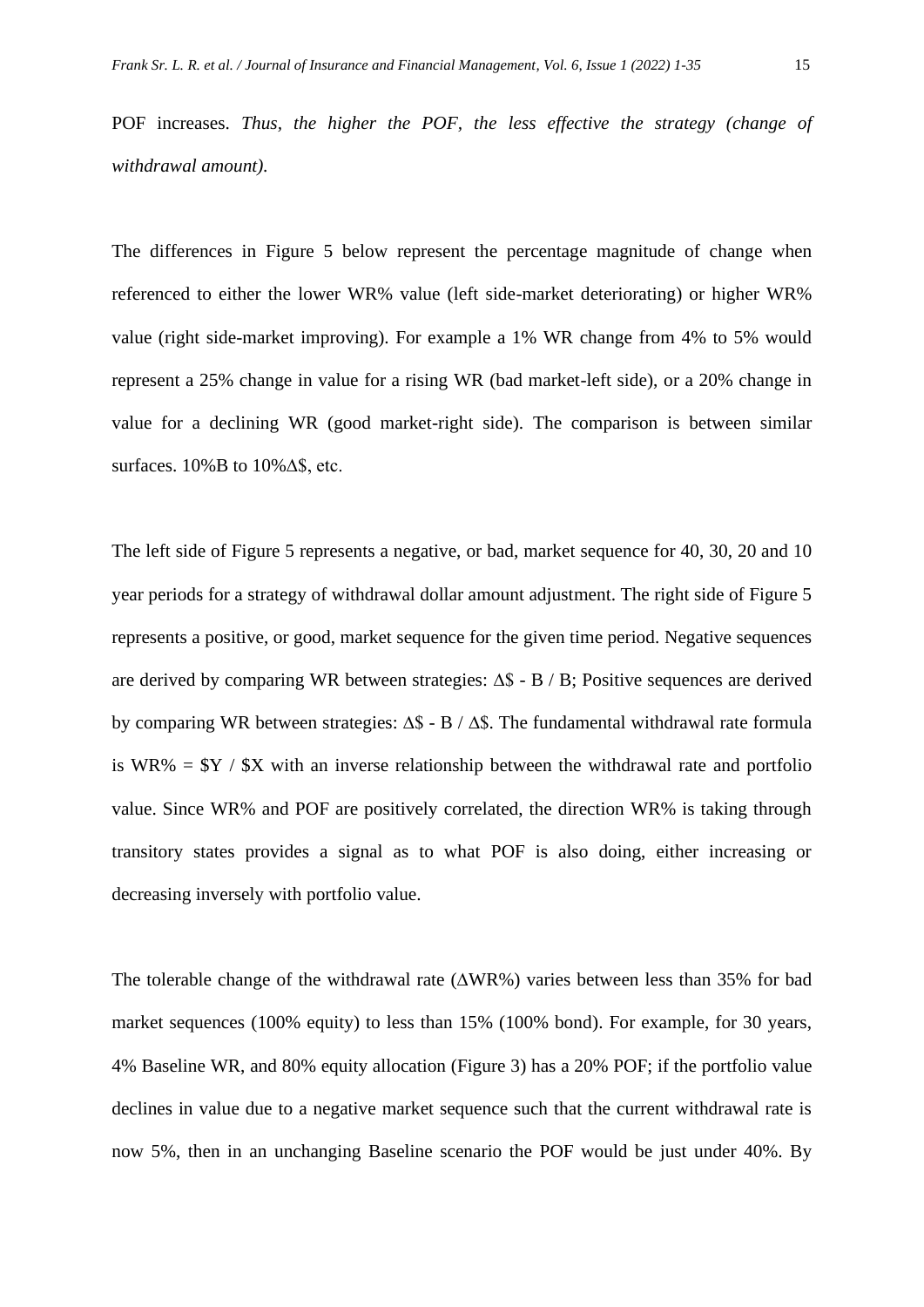POF increases. *Thus, the higher the POF, the less effective the strategy (change of withdrawal amount).*

The differences in Figure 5 below represent the percentage magnitude of change when referenced to either the lower WR% value (left side-market deteriorating) or higher WR% value (right side-market improving). For example a 1% WR change from 4% to 5% would represent a 25% change in value for a rising WR (bad market-left side), or a 20% change in value for a declining WR (good market-right side). The comparison is between similar surfaces. 10%B to 10%Δ$, etc.

The left side of Figure 5 represents a negative, or bad, market sequence for 40, 30, 20 and 10 year periods for a strategy of withdrawal dollar amount adjustment. The right side of Figure 5 represents a positive, or good, market sequence for the given time period. Negative sequences are derived by comparing WR between strategies: Δ$ - B / B; Positive sequences are derived by comparing WR between strategies: Δ$ - B / Δ$. The fundamental withdrawal rate formula is WR% = $Y / $X with an inverse relationship between the withdrawal rate and portfolio value. Since WR% and POF are positively correlated, the direction WR% is taking through transitory states provides a signal as to what POF is also doing, either increasing or decreasing inversely with portfolio value.

The tolerable change of the withdrawal rate (ΔWR%) varies between less than 35% for bad market sequences (100% equity) to less than 15% (100% bond). For example, for 30 years, 4% Baseline WR, and 80% equity allocation (Figure 3) has a 20% POF; if the portfolio value declines in value due to a negative market sequence such that the current withdrawal rate is now 5%, then in an unchanging Baseline scenario the POF would be just under 40%. By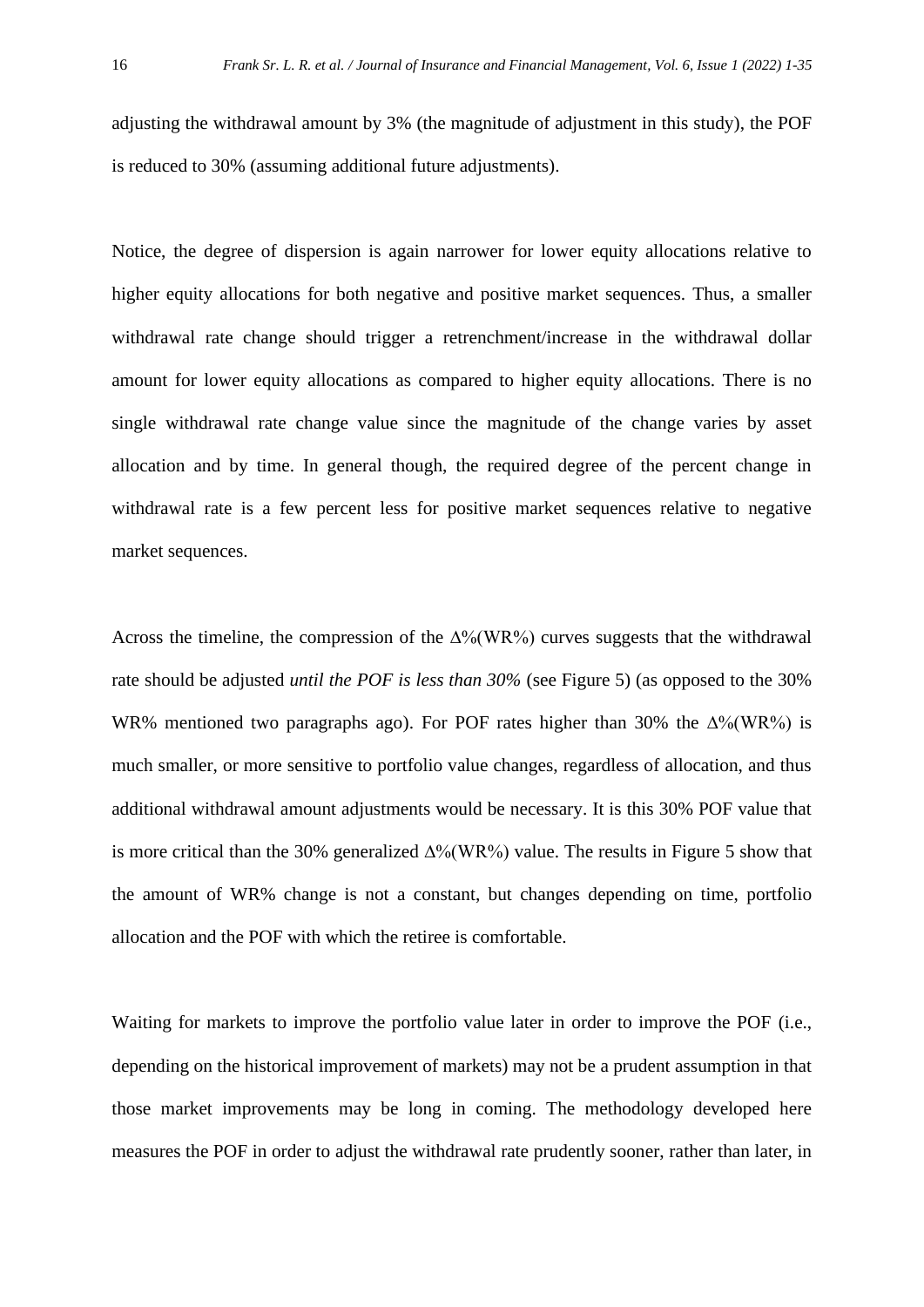adjusting the withdrawal amount by 3% (the magnitude of adjustment in this study), the POF is reduced to 30% (assuming additional future adjustments).

Notice, the degree of dispersion is again narrower for lower equity allocations relative to higher equity allocations for both negative and positive market sequences. Thus, a smaller withdrawal rate change should trigger a retrenchment/increase in the withdrawal dollar amount for lower equity allocations as compared to higher equity allocations. There is no single withdrawal rate change value since the magnitude of the change varies by asset allocation and by time. In general though, the required degree of the percent change in withdrawal rate is a few percent less for positive market sequences relative to negative market sequences.

Across the timeline, the compression of the $\Delta$%(WR%) curves suggests that the withdrawal rate should be adjusted *until the POF is less than 30%* (see Figure 5) (as opposed to the 30% WR% mentioned two paragraphs ago). For POF rates higher than 30% the $\Delta$%(WR%) is much smaller, or more sensitive to portfolio value changes, regardless of allocation, and thus additional withdrawal amount adjustments would be necessary. It is this 30% POF value that is more critical than the 30% generalized $\Delta$%(WR%) value. The results in Figure 5 show that the amount of WR% change is not a constant, but changes depending on time, portfolio allocation and the POF with which the retiree is comfortable.

Waiting for markets to improve the portfolio value later in order to improve the POF (i.e., depending on the historical improvement of markets) may not be a prudent assumption in that those market improvements may be long in coming. The methodology developed here measures the POF in order to adjust the withdrawal rate prudently sooner, rather than later, in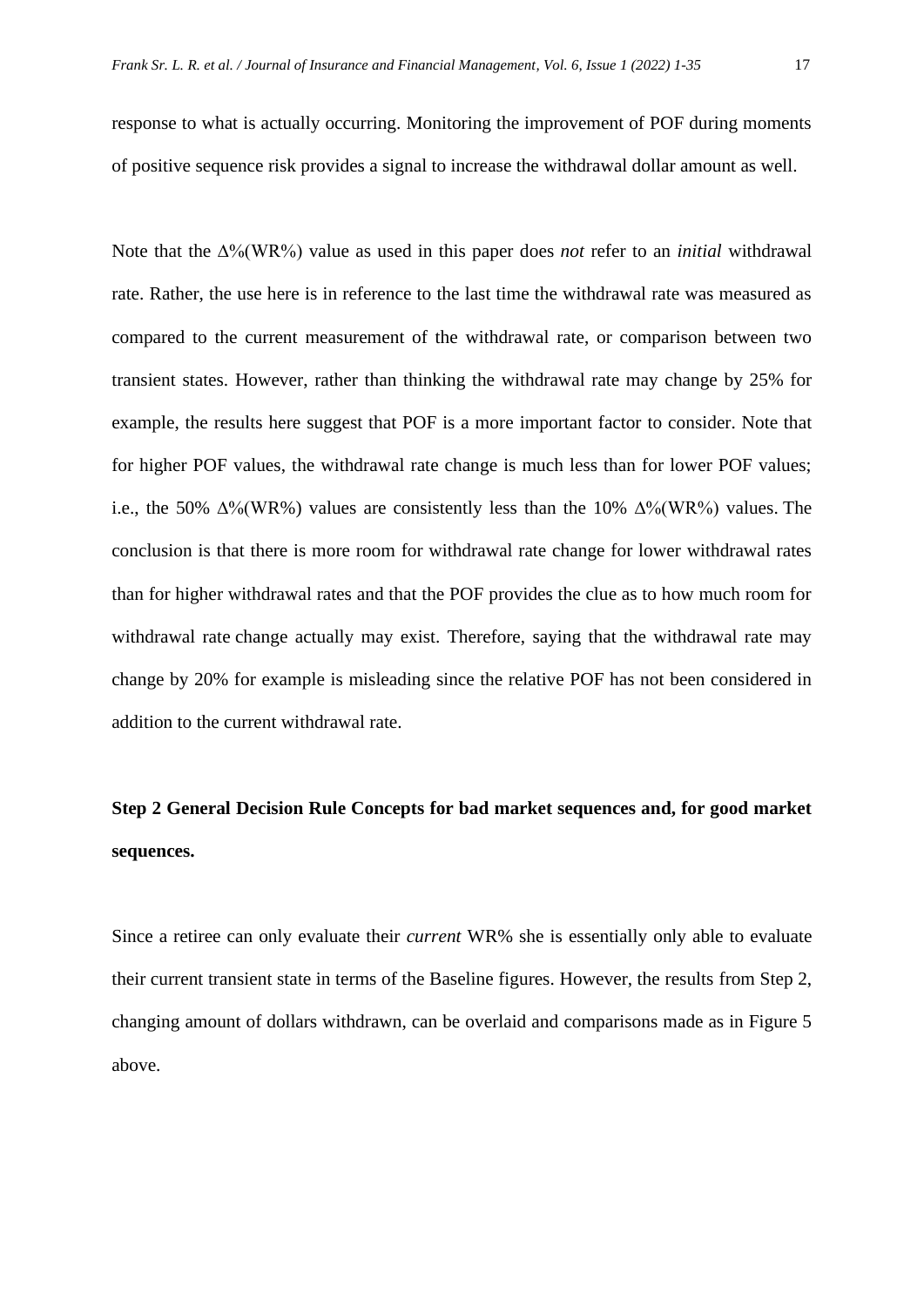response to what is actually occurring. Monitoring the improvement of POF during moments of positive sequence risk provides a signal to increase the withdrawal dollar amount as well.

Note that the $\Delta$%(WR%) value as used in this paper does *not* refer to an *initial* withdrawal rate. Rather, the use here is in reference to the last time the withdrawal rate was measured as compared to the current measurement of the withdrawal rate, or comparison between two transient states. However, rather than thinking the withdrawal rate may change by 25% for example, the results here suggest that POF is a more important factor to consider. Note that for higher POF values, the withdrawal rate change is much less than for lower POF values; i.e., the 50% $\Delta$%(WR%) values are consistently less than the 10% $\Delta$%(WR%) values. The conclusion is that there is more room for withdrawal rate change for lower withdrawal rates than for higher withdrawal rates and that the POF provides the clue as to how much room for withdrawal rate change actually may exist. Therefore, saying that the withdrawal rate may change by 20% for example is misleading since the relative POF has not been considered in addition to the current withdrawal rate.

**Step 2 General Decision Rule Concepts for bad market sequences and, for good market sequences.**

Since a retiree can only evaluate their *current* WR% she is essentially only able to evaluate their current transient state in terms of the Baseline figures. However, the results from Step 2, changing amount of dollars withdrawn, can be overlaid and comparisons made as in Figure 5 above.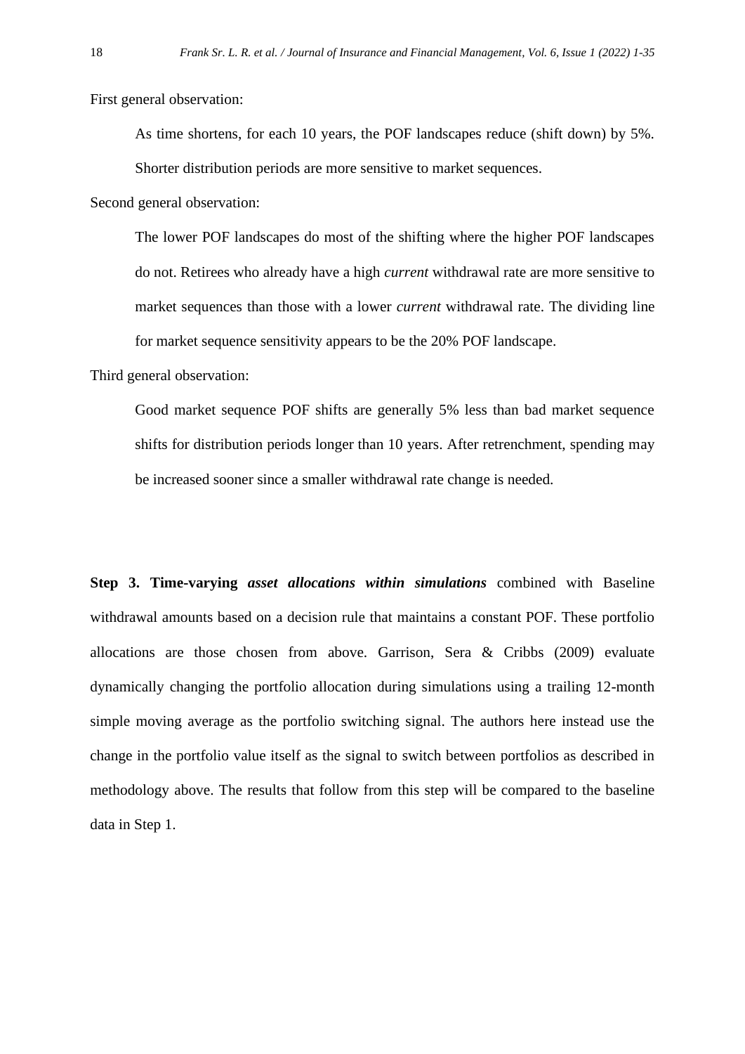First general observation:

> As time shortens, for each 10 years, the POF landscapes reduce (shift down) by 5%. Shorter distribution periods are more sensitive to market sequences.

Second general observation:

> The lower POF landscapes do most of the shifting where the higher POF landscapes do not. Retirees who already have a high *current* withdrawal rate are more sensitive to market sequences than those with a lower *current* withdrawal rate. The dividing line for market sequence sensitivity appears to be the 20% POF landscape.

Third general observation:

> Good market sequence POF shifts are generally 5% less than bad market sequence shifts for distribution periods longer than 10 years. After retrenchment, spending may be increased sooner since a smaller withdrawal rate change is needed.

**Step 3. Time-varying *asset allocations within simulations*** combined with Baseline withdrawal amounts based on a decision rule that maintains a constant POF. These portfolio allocations are those chosen from above. Garrison, Sera & Cribbs (2009) evaluate dynamically changing the portfolio allocation during simulations using a trailing 12-month simple moving average as the portfolio switching signal. The authors here instead use the change in the portfolio value itself as the signal to switch between portfolios as described in methodology above. The results that follow from this step will be compared to the baseline data in Step 1.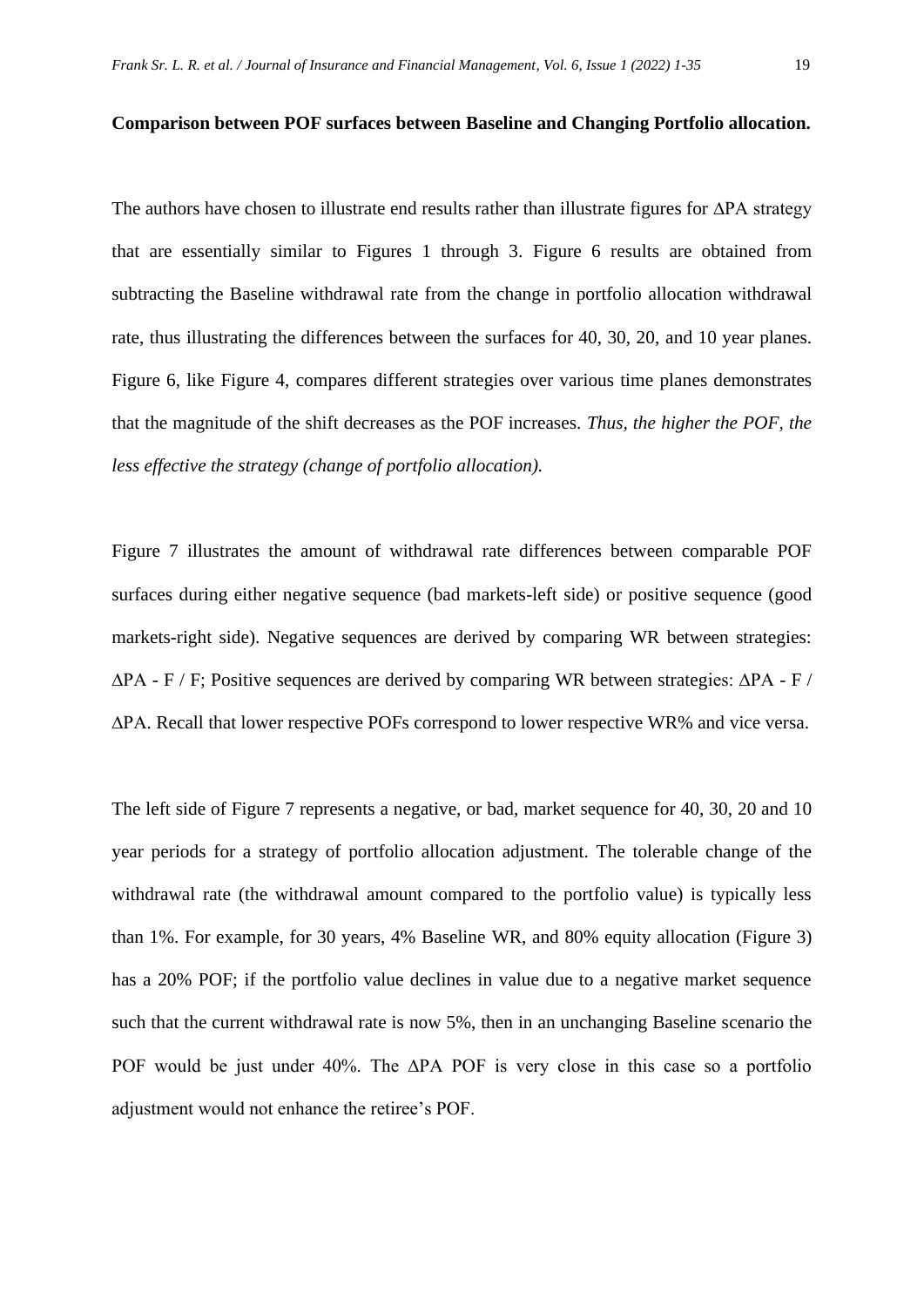**Comparison between POF surfaces between Baseline and Changing Portfolio allocation.**

The authors have chosen to illustrate end results rather than illustrate figures for ∆PA strategy that are essentially similar to Figures 1 through 3. Figure 6 results are obtained from subtracting the Baseline withdrawal rate from the change in portfolio allocation withdrawal rate, thus illustrating the differences between the surfaces for 40, 30, 20, and 10 year planes. Figure 6, like Figure 4, compares different strategies over various time planes demonstrates that the magnitude of the shift decreases as the POF increases. *Thus, the higher the POF, the less effective the strategy (change of portfolio allocation).*

Figure 7 illustrates the amount of withdrawal rate differences between comparable POF surfaces during either negative sequence (bad markets-left side) or positive sequence (good markets-right side). Negative sequences are derived by comparing WR between strategies: ∆PA - F / F; Positive sequences are derived by comparing WR between strategies: ∆PA - F / ∆PA. Recall that lower respective POFs correspond to lower respective WR% and vice versa.

The left side of Figure 7 represents a negative, or bad, market sequence for 40, 30, 20 and 10 year periods for a strategy of portfolio allocation adjustment. The tolerable change of the withdrawal rate (the withdrawal amount compared to the portfolio value) is typically less than 1%. For example, for 30 years, 4% Baseline WR, and 80% equity allocation (Figure 3) has a 20% POF; if the portfolio value declines in value due to a negative market sequence such that the current withdrawal rate is now 5%, then in an unchanging Baseline scenario the POF would be just under 40%. The ∆PA POF is very close in this case so a portfolio adjustment would not enhance the retiree's POF.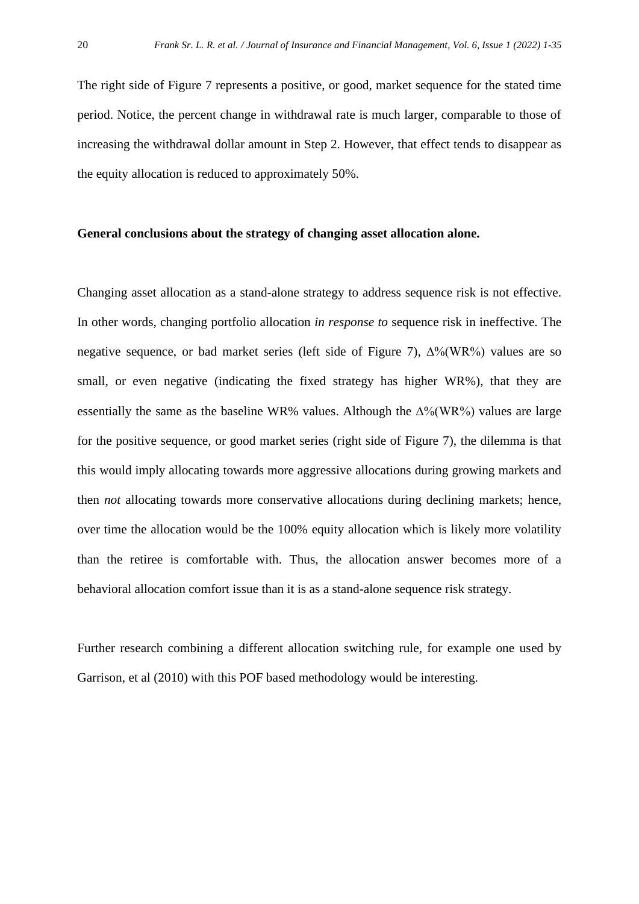The right side of Figure 7 represents a positive, or good, market sequence for the stated time period. Notice, the percent change in withdrawal rate is much larger, comparable to those of increasing the withdrawal dollar amount in Step 2. However, that effect tends to disappear as the equity allocation is reduced to approximately 50%.

**General conclusions about the strategy of changing asset allocation alone.**

Changing asset allocation as a stand-alone strategy to address sequence risk is not effective. In other words, changing portfolio allocation *in response to* sequence risk in ineffective. The negative sequence, or bad market series (left side of Figure 7), $\Delta$%(WR%) values are so small, or even negative (indicating the fixed strategy has higher WR%), that they are essentially the same as the baseline WR% values. Although the $\Delta$%(WR%) values are large for the positive sequence, or good market series (right side of Figure 7), the dilemma is that this would imply allocating towards more aggressive allocations during growing markets and then *not* allocating towards more conservative allocations during declining markets; hence, over time the allocation would be the 100% equity allocation which is likely more volatility than the retiree is comfortable with. Thus, the allocation answer becomes more of a behavioral allocation comfort issue than it is as a stand-alone sequence risk strategy.

Further research combining a different allocation switching rule, for example one used by Garrison, et al (2010) with this POF based methodology would be interesting.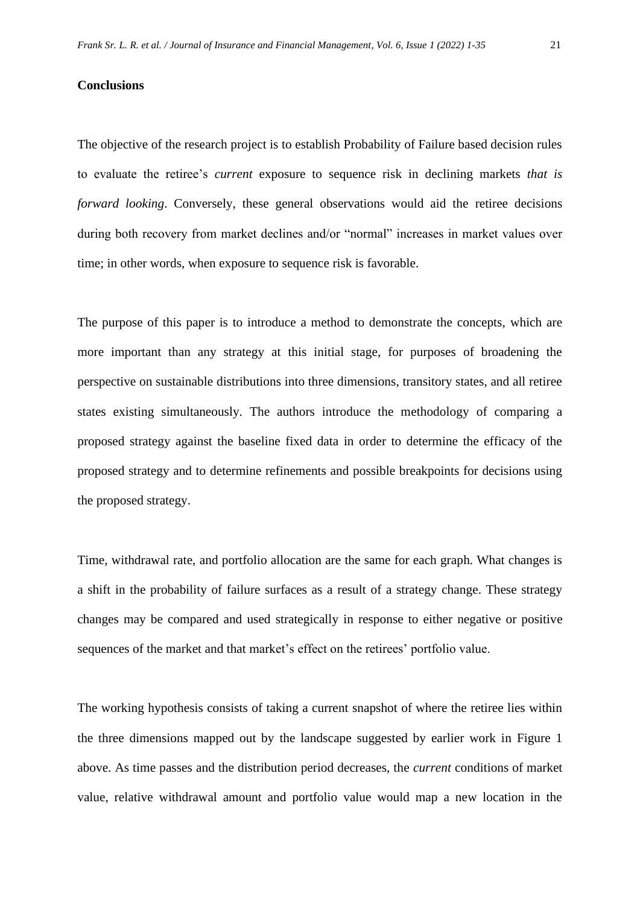## Conclusions

The objective of the research project is to establish Probability of Failure based decision rules to evaluate the retiree's *current* exposure to sequence risk in declining markets *that is forward looking*. Conversely, these general observations would aid the retiree decisions during both recovery from market declines and/or "normal" increases in market values over time; in other words, when exposure to sequence risk is favorable.

The purpose of this paper is to introduce a method to demonstrate the concepts, which are more important than any strategy at this initial stage, for purposes of broadening the perspective on sustainable distributions into three dimensions, transitory states, and all retiree states existing simultaneously. The authors introduce the methodology of comparing a proposed strategy against the baseline fixed data in order to determine the efficacy of the proposed strategy and to determine refinements and possible breakpoints for decisions using the proposed strategy.

Time, withdrawal rate, and portfolio allocation are the same for each graph. What changes is a shift in the probability of failure surfaces as a result of a strategy change. These strategy changes may be compared and used strategically in response to either negative or positive sequences of the market and that market's effect on the retirees' portfolio value.

The working hypothesis consists of taking a current snapshot of where the retiree lies within the three dimensions mapped out by the landscape suggested by earlier work in Figure 1 above. As time passes and the distribution period decreases, the *current* conditions of market value, relative withdrawal amount and portfolio value would map a new location in the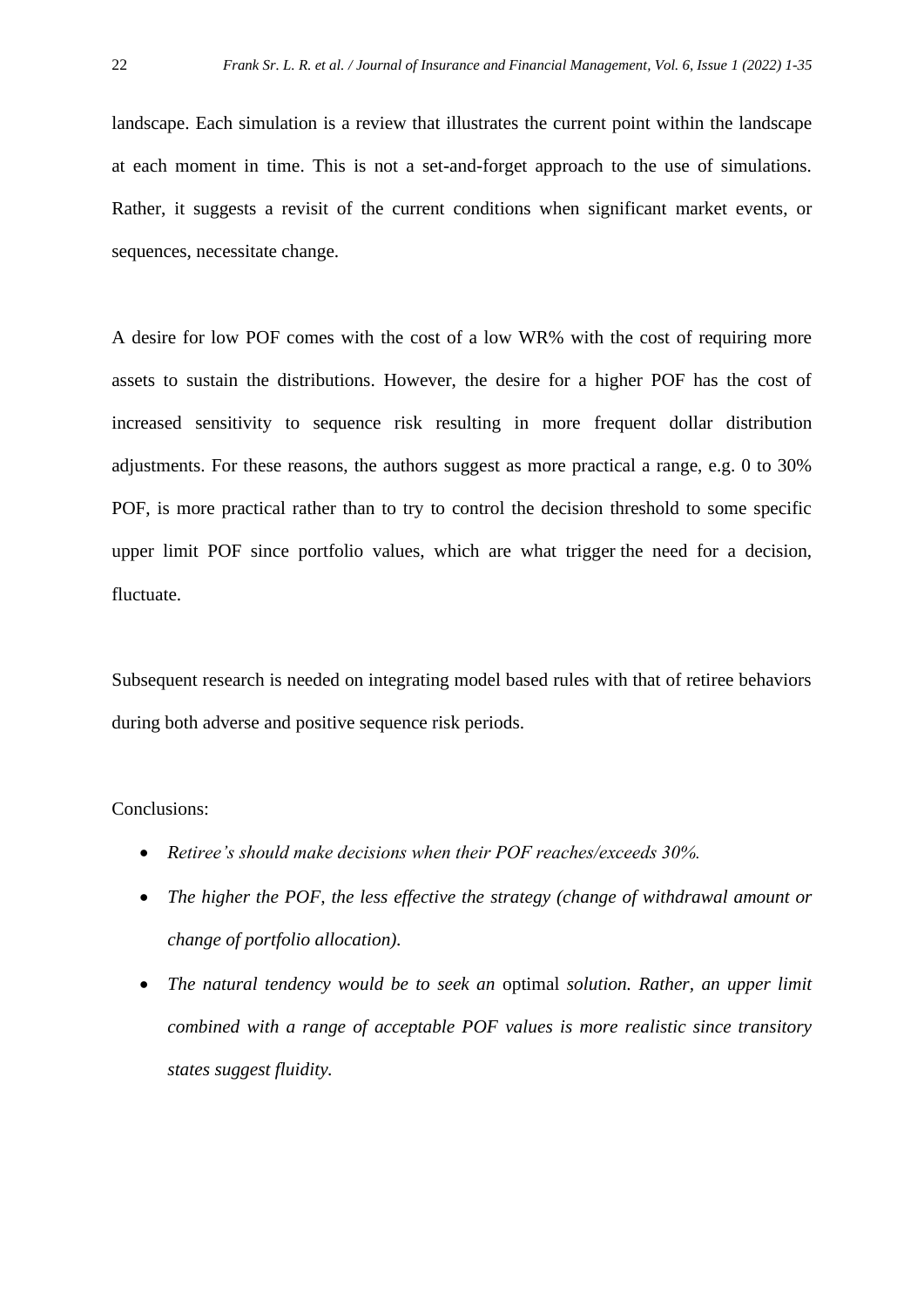landscape. Each simulation is a review that illustrates the current point within the landscape at each moment in time. This is not a set-and-forget approach to the use of simulations. Rather, it suggests a revisit of the current conditions when significant market events, or sequences, necessitate change.

A desire for low POF comes with the cost of a low WR% with the cost of requiring more assets to sustain the distributions. However, the desire for a higher POF has the cost of increased sensitivity to sequence risk resulting in more frequent dollar distribution adjustments. For these reasons, the authors suggest as more practical a range, e.g. 0 to 30% POF, is more practical rather than to try to control the decision threshold to some specific upper limit POF since portfolio values, which are what trigger the need for a decision, fluctuate.

Subsequent research is needed on integrating model based rules with that of retiree behaviors during both adverse and positive sequence risk periods.

Conclusions:

- *Retiree's should make decisions when their POF reaches/exceeds 30%.*
- *The higher the POF, the less effective the strategy (change of withdrawal amount or change of portfolio allocation).*
- *The natural tendency would be to seek an* optimal *solution. Rather, an upper limit combined with a range of acceptable POF values is more realistic since transitory states suggest fluidity.*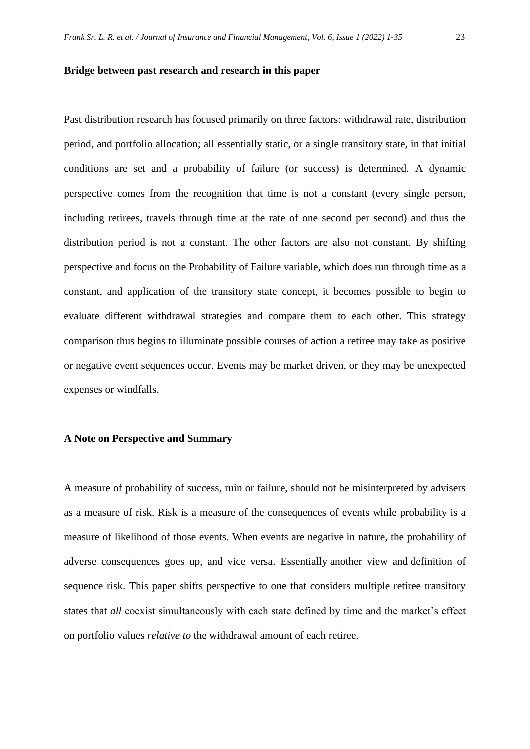**Bridge between past research and research in this paper**

Past distribution research has focused primarily on three factors: withdrawal rate, distribution period, and portfolio allocation; all essentially static, or a single transitory state, in that initial conditions are set and a probability of failure (or success) is determined. A dynamic perspective comes from the recognition that time is not a constant (every single person, including retirees, travels through time at the rate of one second per second) and thus the distribution period is not a constant. The other factors are also not constant. By shifting perspective and focus on the Probability of Failure variable, which does run through time as a constant, and application of the transitory state concept, it becomes possible to begin to evaluate different withdrawal strategies and compare them to each other. This strategy comparison thus begins to illuminate possible courses of action a retiree may take as positive or negative event sequences occur. Events may be market driven, or they may be unexpected expenses or windfalls.

**A Note on Perspective and Summary**

A measure of probability of success, ruin or failure, should not be misinterpreted by advisers as a measure of risk. Risk is a measure of the consequences of events while probability is a measure of likelihood of those events. When events are negative in nature, the probability of adverse consequences goes up, and vice versa. Essentially another view and definition of sequence risk. This paper shifts perspective to one that considers multiple retiree transitory states that *all* coexist simultaneously with each state defined by time and the market's effect on portfolio values *relative to* the withdrawal amount of each retiree.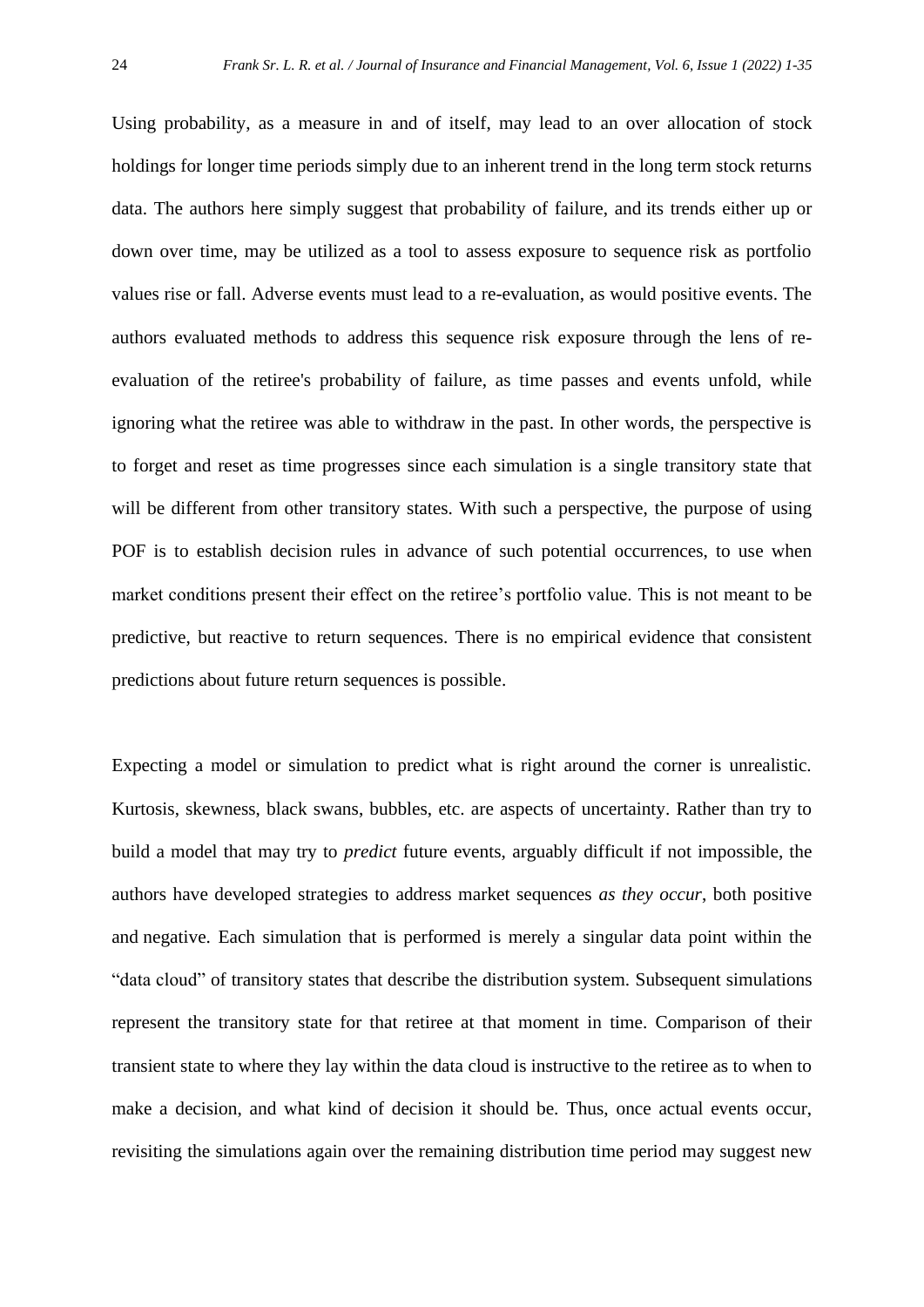Using probability, as a measure in and of itself, may lead to an over allocation of stock holdings for longer time periods simply due to an inherent trend in the long term stock returns data. The authors here simply suggest that probability of failure, and its trends either up or down over time, may be utilized as a tool to assess exposure to sequence risk as portfolio values rise or fall. Adverse events must lead to a re-evaluation, as would positive events. The authors evaluated methods to address this sequence risk exposure through the lens of re-evaluation of the retiree's probability of failure, as time passes and events unfold, while ignoring what the retiree was able to withdraw in the past. In other words, the perspective is to forget and reset as time progresses since each simulation is a single transitory state that will be different from other transitory states. With such a perspective, the purpose of using POF is to establish decision rules in advance of such potential occurrences, to use when market conditions present their effect on the retiree's portfolio value. This is not meant to be predictive, but reactive to return sequences. There is no empirical evidence that consistent predictions about future return sequences is possible.

Expecting a model or simulation to predict what is right around the corner is unrealistic. Kurtosis, skewness, black swans, bubbles, etc. are aspects of uncertainty. Rather than try to build a model that may try to *predict* future events, arguably difficult if not impossible, the authors have developed strategies to address market sequences *as they occur*, both positive and negative. Each simulation that is performed is merely a singular data point within the "data cloud" of transitory states that describe the distribution system. Subsequent simulations represent the transitory state for that retiree at that moment in time. Comparison of their transient state to where they lay within the data cloud is instructive to the retiree as to when to make a decision, and what kind of decision it should be. Thus, once actual events occur, revisiting the simulations again over the remaining distribution time period may suggest new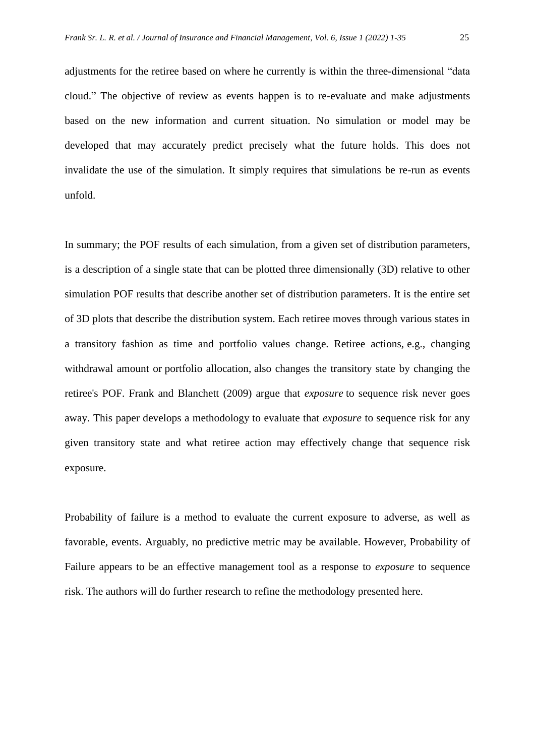adjustments for the retiree based on where he currently is within the three-dimensional "data cloud." The objective of review as events happen is to re-evaluate and make adjustments based on the new information and current situation. No simulation or model may be developed that may accurately predict precisely what the future holds. This does not invalidate the use of the simulation. It simply requires that simulations be re-run as events unfold.

In summary; the POF results of each simulation, from a given set of distribution parameters, is a description of a single state that can be plotted three dimensionally (3D) relative to other simulation POF results that describe another set of distribution parameters. It is the entire set of 3D plots that describe the distribution system. Each retiree moves through various states in a transitory fashion as time and portfolio values change. Retiree actions, e.g., changing withdrawal amount or portfolio allocation, also changes the transitory state by changing the retiree's POF. Frank and Blanchett (2009) argue that *exposure* to sequence risk never goes away. This paper develops a methodology to evaluate that *exposure* to sequence risk for any given transitory state and what retiree action may effectively change that sequence risk exposure.

Probability of failure is a method to evaluate the current exposure to adverse, as well as favorable, events. Arguably, no predictive metric may be available. However, Probability of Failure appears to be an effective management tool as a response to *exposure* to sequence risk. The authors will do further research to refine the methodology presented here.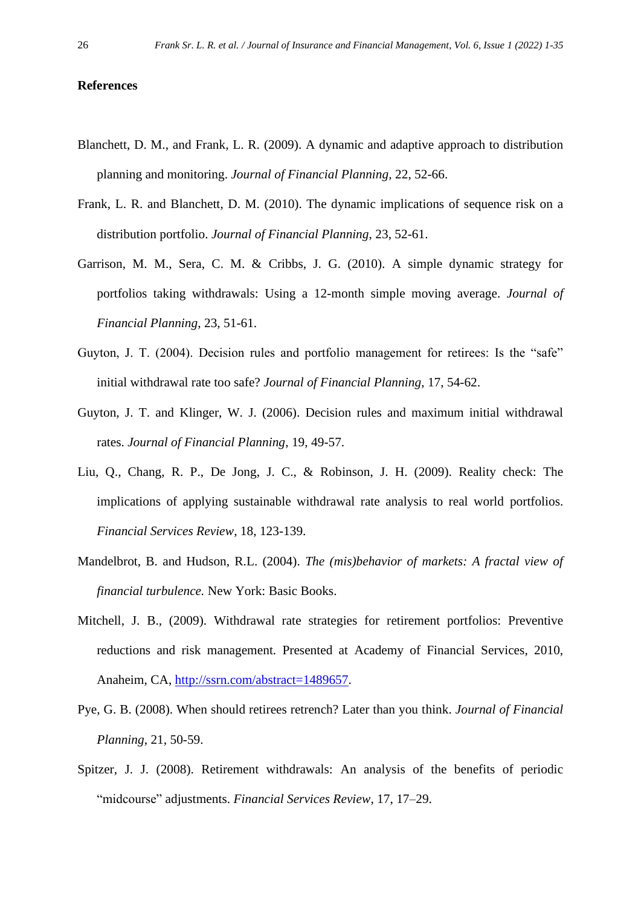## References

Blanchett, D. M., and Frank, L. R. (2009). A dynamic and adaptive approach to distribution planning and monitoring. *Journal of Financial Planning,* 22, 52-66.

Frank, L. R. and Blanchett, D. M. (2010). The dynamic implications of sequence risk on a distribution portfolio. *Journal of Financial Planning*, 23, 52-61.

Garrison, M. M., Sera, C. M. & Cribbs, J. G. (2010). A simple dynamic strategy for portfolios taking withdrawals: Using a 12-month simple moving average. *Journal of Financial Planning*, 23, 51-61.

Guyton, J. T. (2004). Decision rules and portfolio management for retirees: Is the "safe" initial withdrawal rate too safe? *Journal of Financial Planning*, 17, 54-62.

Guyton, J. T. and Klinger, W. J. (2006). Decision rules and maximum initial withdrawal rates. *Journal of Financial Planning*, 19, 49-57.

Liu, Q., Chang, R. P., De Jong, J. C., & Robinson, J. H. (2009). Reality check: The implications of applying sustainable withdrawal rate analysis to real world portfolios. *Financial Services Review*, 18, 123-139.

Mandelbrot, B. and Hudson, R.L. (2004). *The (mis)behavior of markets: A fractal view of financial turbulence.* New York: Basic Books.

Mitchell, J. B., (2009). Withdrawal rate strategies for retirement portfolios: Preventive reductions and risk management. Presented at Academy of Financial Services, 2010, Anaheim, CA, http://ssrn.com/abstract=1489657.

Pye, G. B. (2008). When should retirees retrench? Later than you think. *Journal of Financial Planning*, 21, 50-59.

Spitzer, J. J. (2008). Retirement withdrawals: An analysis of the benefits of periodic "midcourse" adjustments. *Financial Services Review*, 17, 17–29.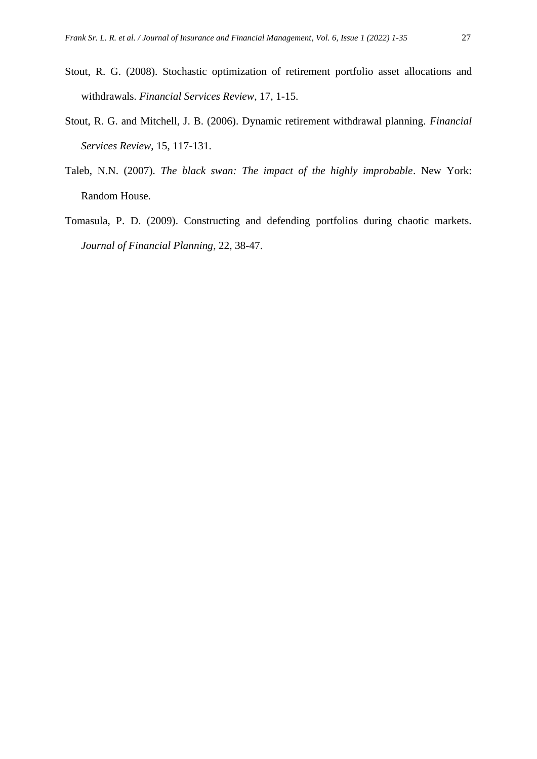Stout, R. G. (2008). Stochastic optimization of retirement portfolio asset allocations and withdrawals. *Financial Services Review*, 17, 1-15.

Stout, R. G. and Mitchell, J. B. (2006). Dynamic retirement withdrawal planning. *Financial Services Review*, 15, 117-131.

Taleb, N.N. (2007). *The black swan: The impact of the highly improbable*. New York: Random House.

Tomasula, P. D. (2009). Constructing and defending portfolios during chaotic markets. *Journal of Financial Planning*, 22, 38-47.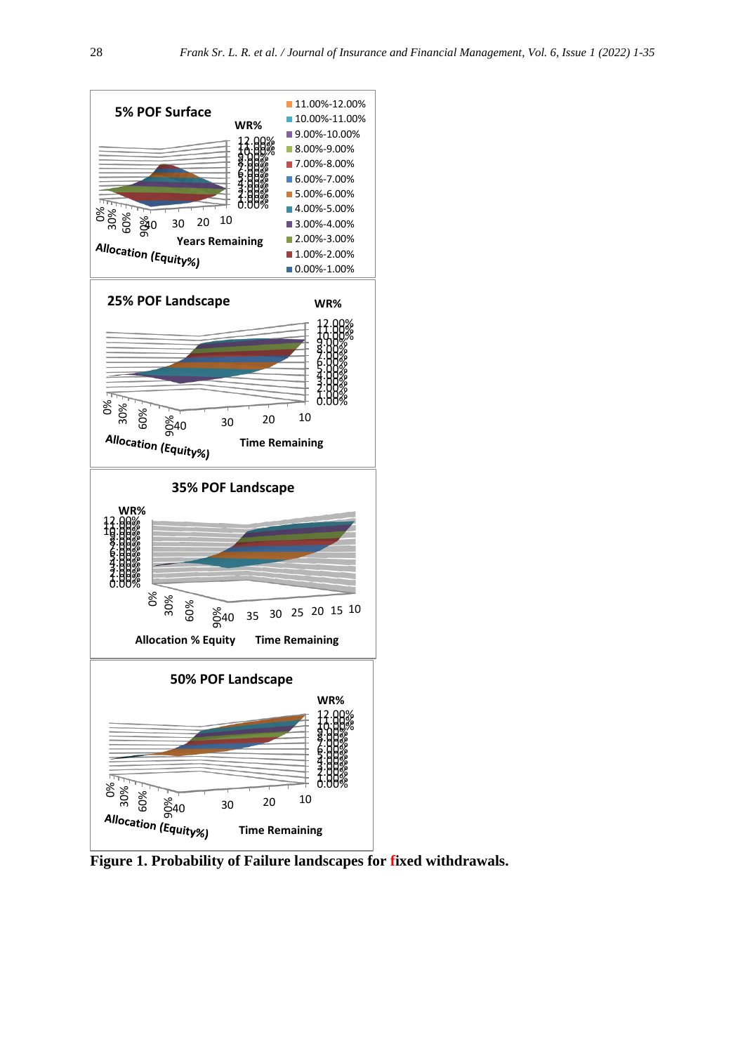**Figure 1. Probability of Failure landscapes for fixed withdrawals.**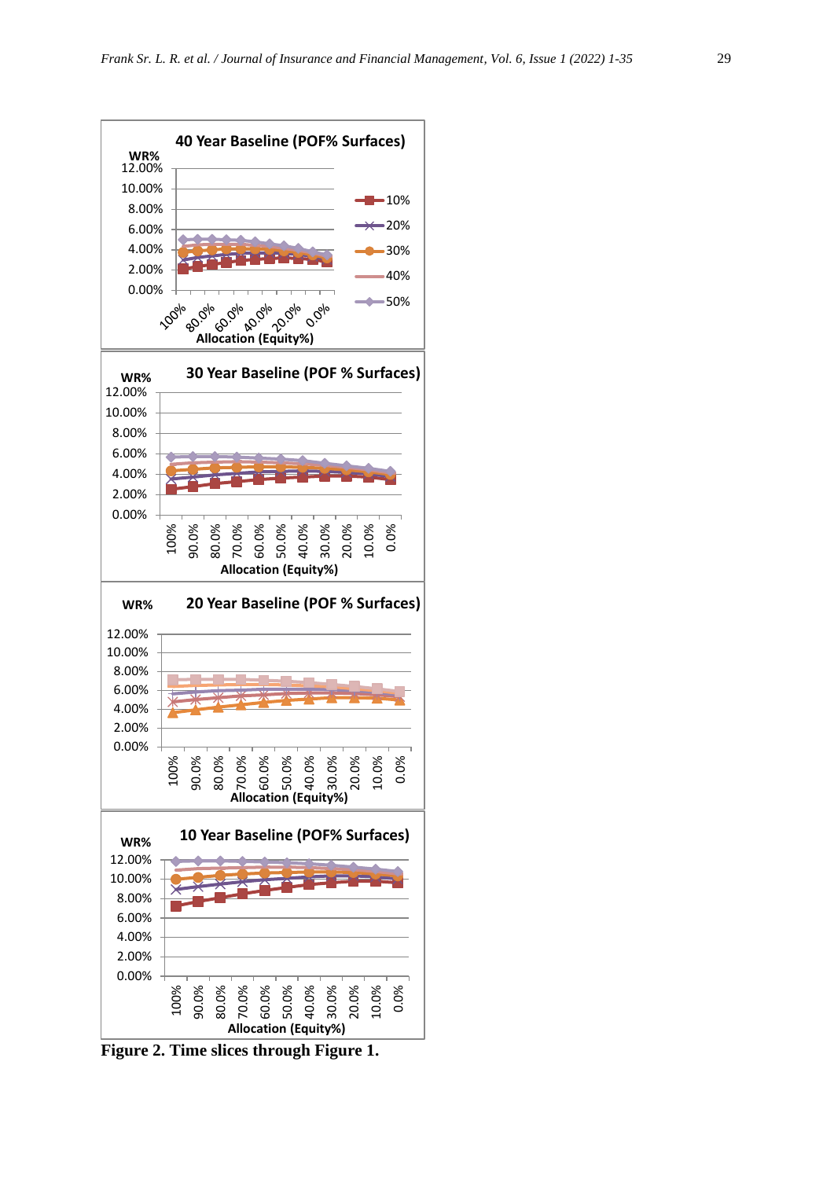Figure 2. Time slices through Figure 1.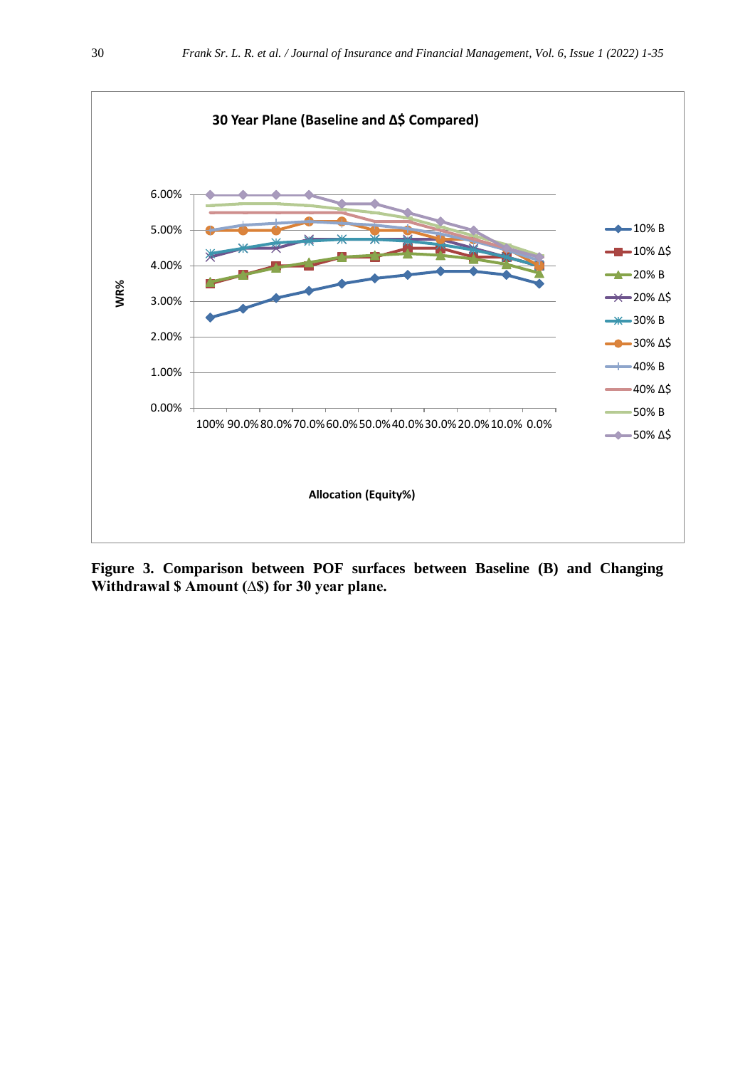**Figure 3. Comparison between POF surfaces between Baseline (B) and Changing Withdrawal $ Amount (∆$) for 30 year plane.**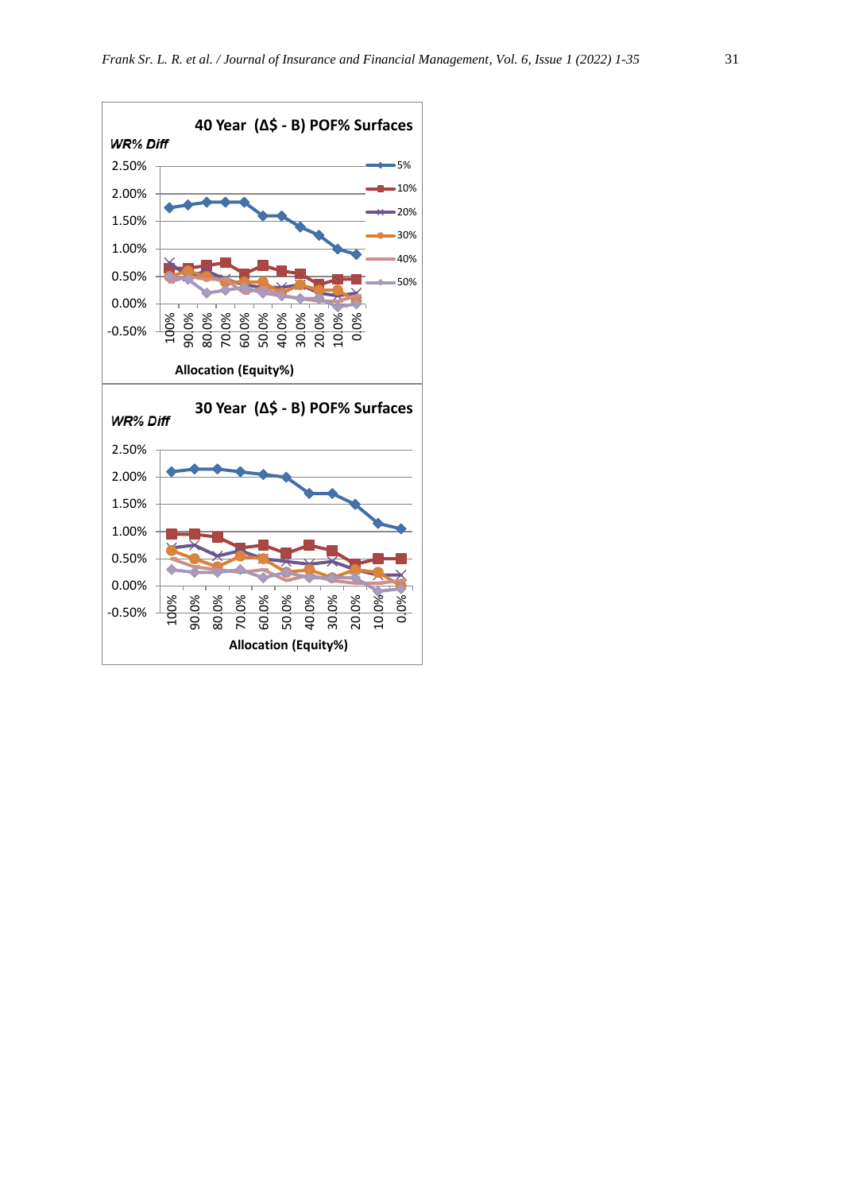**40 Year (Δ$ - B) POF% Surfaces**

*WR% Diff*

Legend: 5%, 10%, 20%, 30%, 40%, 50%

Y-axis: 2.50%, 2.00%, 1.50%, 1.00%, 0.50%, 0.00%, -0.50%

X-axis: 100%, 90.0%, 80.0%, 70.0%, 60.0%, 50.0%, 40.0%, 30.0%, 20.0%, 10.0%, 0.0%

**Allocation (Equity%)**

**30 Year (Δ$ - B) POF% Surfaces**

*WR% Diff*

Y-axis: 2.50%, 2.00%, 1.50%, 1.00%, 0.50%, 0.00%, -0.50%

X-axis: 100%, 90.0%, 80.0%, 70.0%, 60.0%, 50.0%, 40.0%, 30.0%, 20.0%, 10.0%, 0.0%

**Allocation (Equity%)**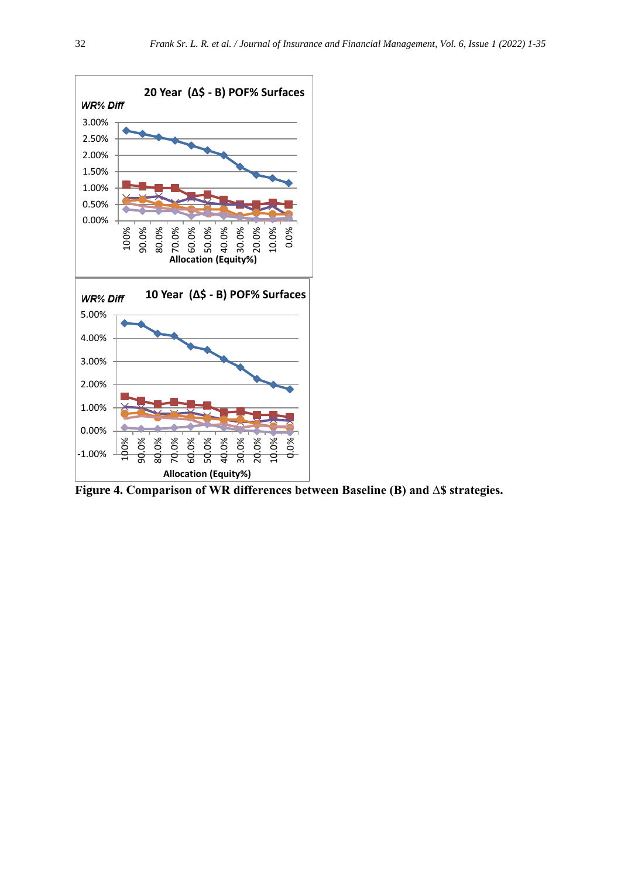**20 Year (Δ$ - B) POF% Surfaces**

*WR% Diff*

3.00%
2.50%
2.00%
1.50%
1.00%
0.50%
0.00%

100% 90.0% 80.0% 70.0% 60.0% 50.0% 40.0% 30.0% 20.0% 10.0% 0.0%

**Allocation (Equity%)**

**10 Year (Δ$ - B) POF% Surfaces**

*WR% Diff*

5.00%
4.00%
3.00%
2.00%
1.00%
0.00%
-1.00%

100% 90.0% 80.0% 70.0% 60.0% 50.0% 40.0% 30.0% 20.0% 10.0% 0.0%

**Allocation (Equity%)**

**Figure 4. Comparison of WR differences between Baseline (B) and Δ$ strategies.**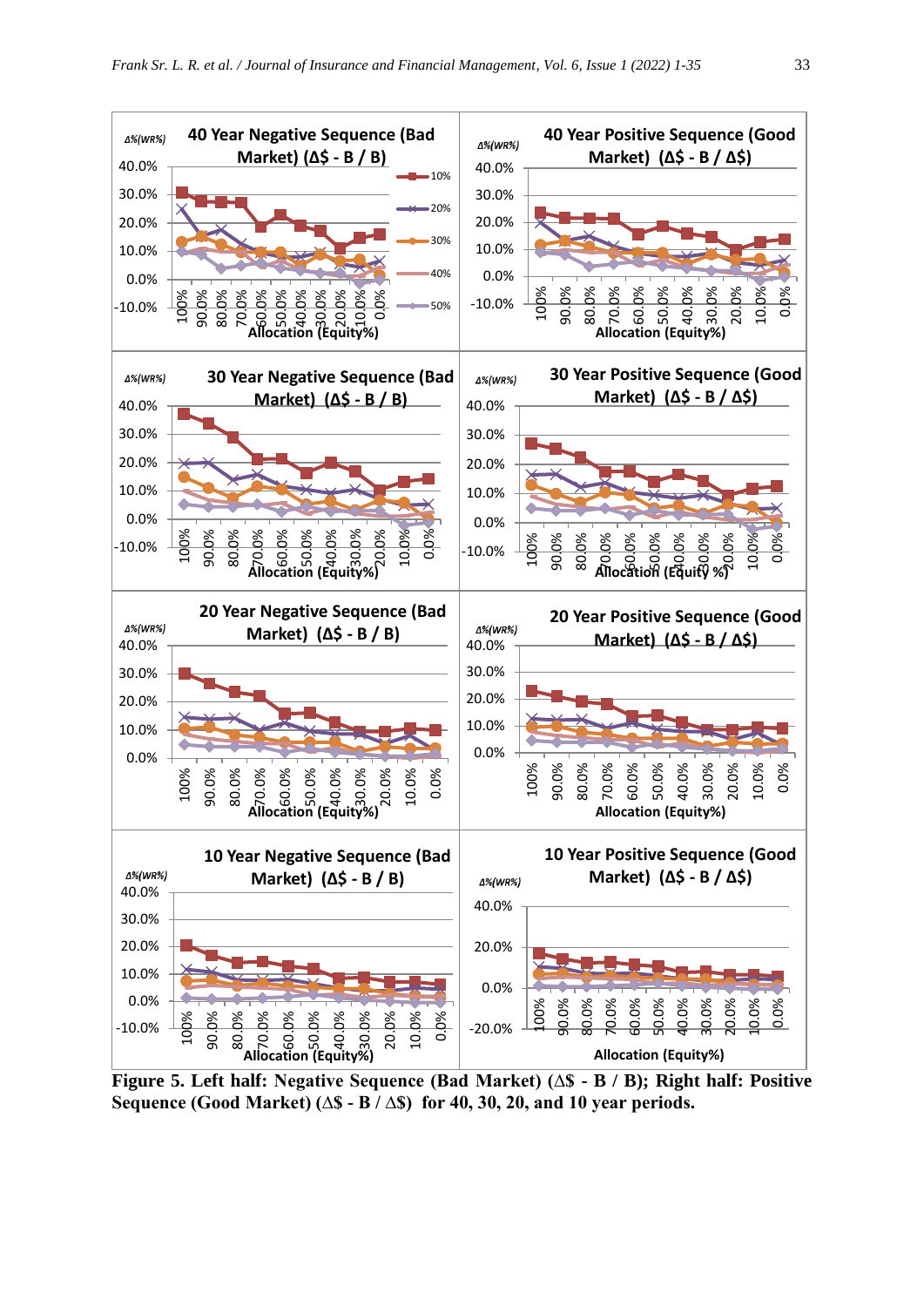**Figure 5. Left half: Negative Sequence (Bad Market) (Δ$ - B / B); Right half: Positive Sequence (Good Market) (Δ$ - B / Δ$) for 40, 30, 20, and 10 year periods.**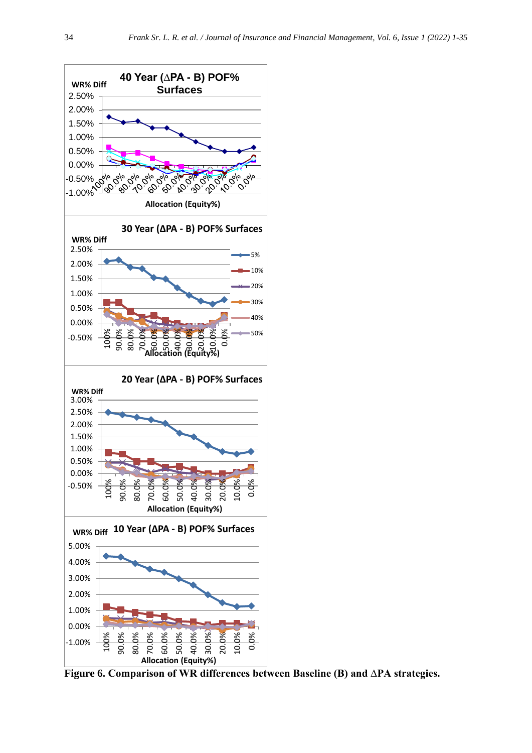**Figure 6. Comparison of WR differences between Baseline (B) and ΔPA strategies.**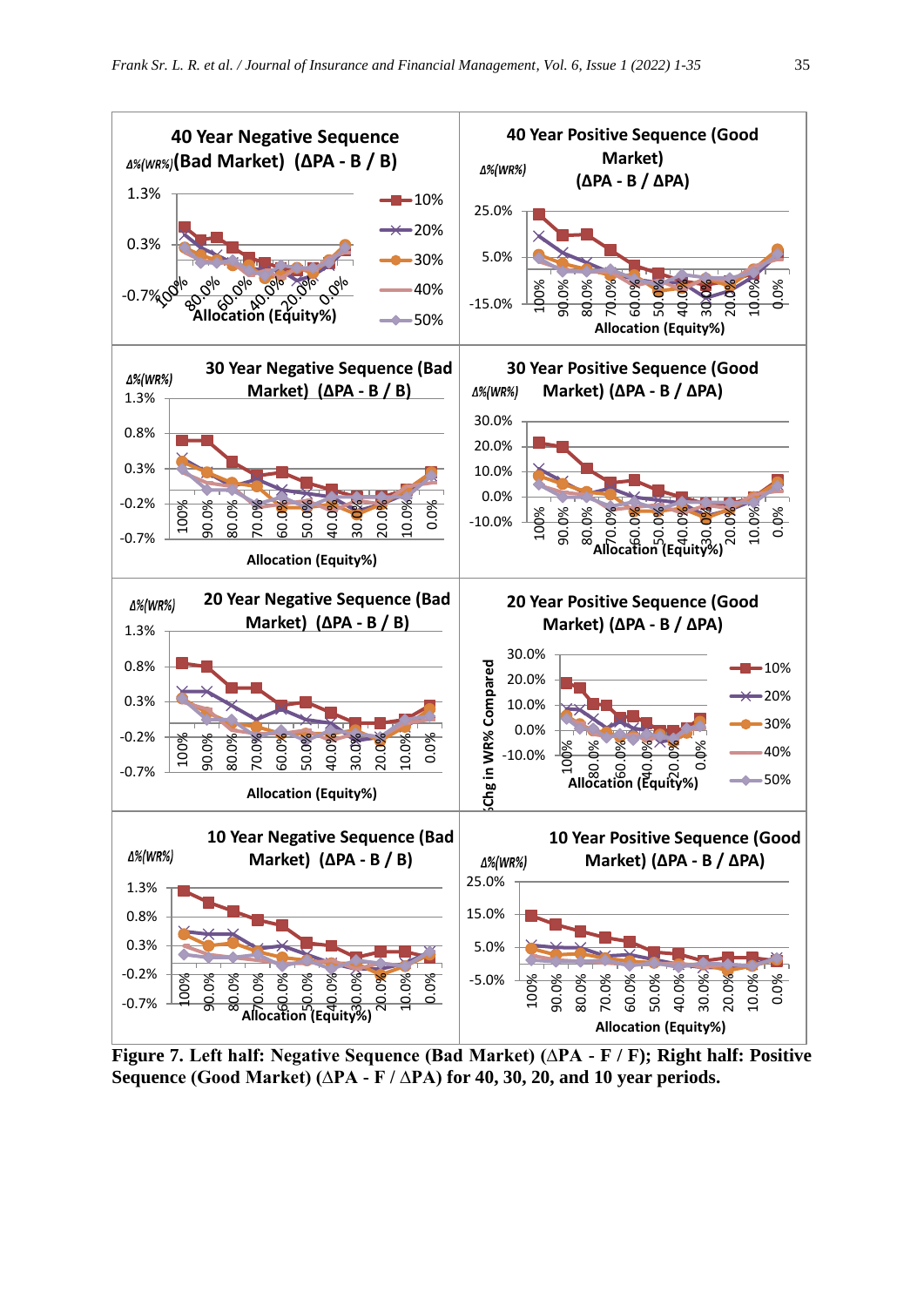40 Year Negative Sequence (Bad Market) (ΔPA - B / B)

Δ%(WR%)

1.3%
0.3%
-0.7%

100% 80.0% 60.0% 40.0% 20.0% 0.0%

Allocation (Equity%)

10% 20% 30% 40% 50%

40 Year Positive Sequence (Good Market) (ΔPA - B / ΔPA)

Δ%(WR%)

25.0%
5.0%
-15.0%

100% 90.0% 80.0% 70.0% 60.0% 50.0% 40.0% 30.0% 20.0% 10.0% 0.0%

Allocation (Equity%)

30 Year Negative Sequence (Bad Market) (ΔPA - B / B)

Δ%(WR%)

1.3%
0.8%
0.3%
-0.2%
-0.7%

100% 90.0% 80.0% 70.0% 60.0% 50.0% 40.0% 30.0% 20.0% 10.0% 0.0%

Allocation (Equity%)

30 Year Positive Sequence (Good Market) (ΔPA - B / ΔPA)

Δ%(WR%)

30.0%
20.0%
10.0%
0.0%
-10.0%

100% 90.0% 80.0% 70.0% 60.0% 50.0% 40.0% 30.0% 20.0% 10.0% 0.0%

Allocation (Equity%)

20 Year Negative Sequence (Bad Market) (ΔPA - B / B)

Δ%(WR%)

1.3%
0.8%
0.3%
-0.2%
-0.7%

100% 90.0% 80.0% 70.0% 60.0% 50.0% 40.0% 30.0% 20.0% 10.0% 0.0%

Allocation (Equity%)

20 Year Positive Sequence (Good Market) (ΔPA - B / ΔPA)

%Chg in WR% Compared

30.0%
20.0%
10.0%
0.0%
-10.0%

100% 80.0% 60.0% 40.0% 20.0% 0.0%

Allocation (Equity%)

10% 20% 30% 40% 50%

10 Year Negative Sequence (Bad Market) (ΔPA - B / B)

Δ%(WR%)

1.3%
0.8%
0.3%
-0.2%
-0.7%

100% 90.0% 80.0% 70.0% 60.0% 50.0% 40.0% 30.0% 20.0% 10.0% 0.0%

Allocation (Equity%)

10 Year Positive Sequence (Good Market) (ΔPA - B / ΔPA)

Δ%(WR%)

25.0%
15.0%
5.0%
-5.0%

100% 90.0% 80.0% 70.0% 60.0% 50.0% 40.0% 30.0% 20.0% 10.0% 0.0%

Allocation (Equity%)

**Figure 7. Left half: Negative Sequence (Bad Market) (ΔPA - F / F); Right half: Positive Sequence (Good Market) (ΔPA - F / ΔPA) for 40, 30, 20, and 10 year periods.**